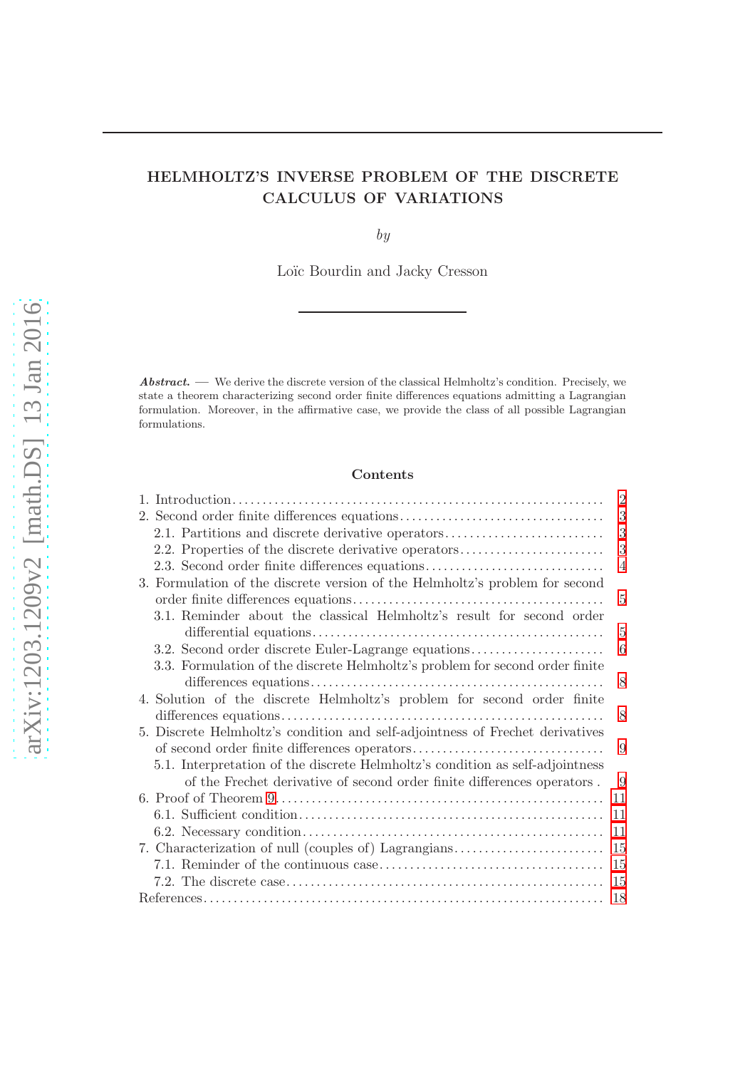# HELMHOLTZ'S INVERSE PROBLEM OF THE DISCRETE CALCULUS OF VARIATIONS

*by*

Loïc Bourdin and Jacky Cresson

***Abstract.*** — We derive the discrete version of the classical Helmholtz's condition. Precisely, we state a theorem characterizing second order finite differences equations admitting a Lagrangian formulation. Moreover, in the affirmative case, we provide the class of all possible Lagrangian formulations.

## Contents

1. Introduction ... 2
2. Second order finite differences equations ... 3
   - 2.1. Partitions and discrete derivative operators ... 3
   - 2.2. Properties of the discrete derivative operators ... 3
   - 2.3. Second order finite differences equations ... 4
3. Formulation of the discrete version of the Helmholtz's problem for second order finite differences equations ... 5
   - 3.1. Reminder about the classical Helmholtz's result for second order differential equations ... 5
   - 3.2. Second order discrete Euler-Lagrange equations ... 6
   - 3.3. Formulation of the discrete Helmholtz's problem for second order finite differences equations ... 8
4. Solution of the discrete Helmholtz's problem for second order finite differences equations ... 8
5. Discrete Helmholtz's condition and self-adjointness of Frechet derivatives of second order finite differences operators ... 9
   - 5.1. Interpretation of the discrete Helmholtz's condition as self-adjointness of the Frechet derivative of second order finite differences operators . 9
6. Proof of Theorem 9 ... 11
   - 6.1. Sufficient condition ... 11
   - 6.2. Necessary condition ... 11
7. Characterization of null (couples of) Lagrangians ... 15
   - 7.1. Reminder of the continuous case ... 15
   - 7.2. The discrete case ... 15

References ... 18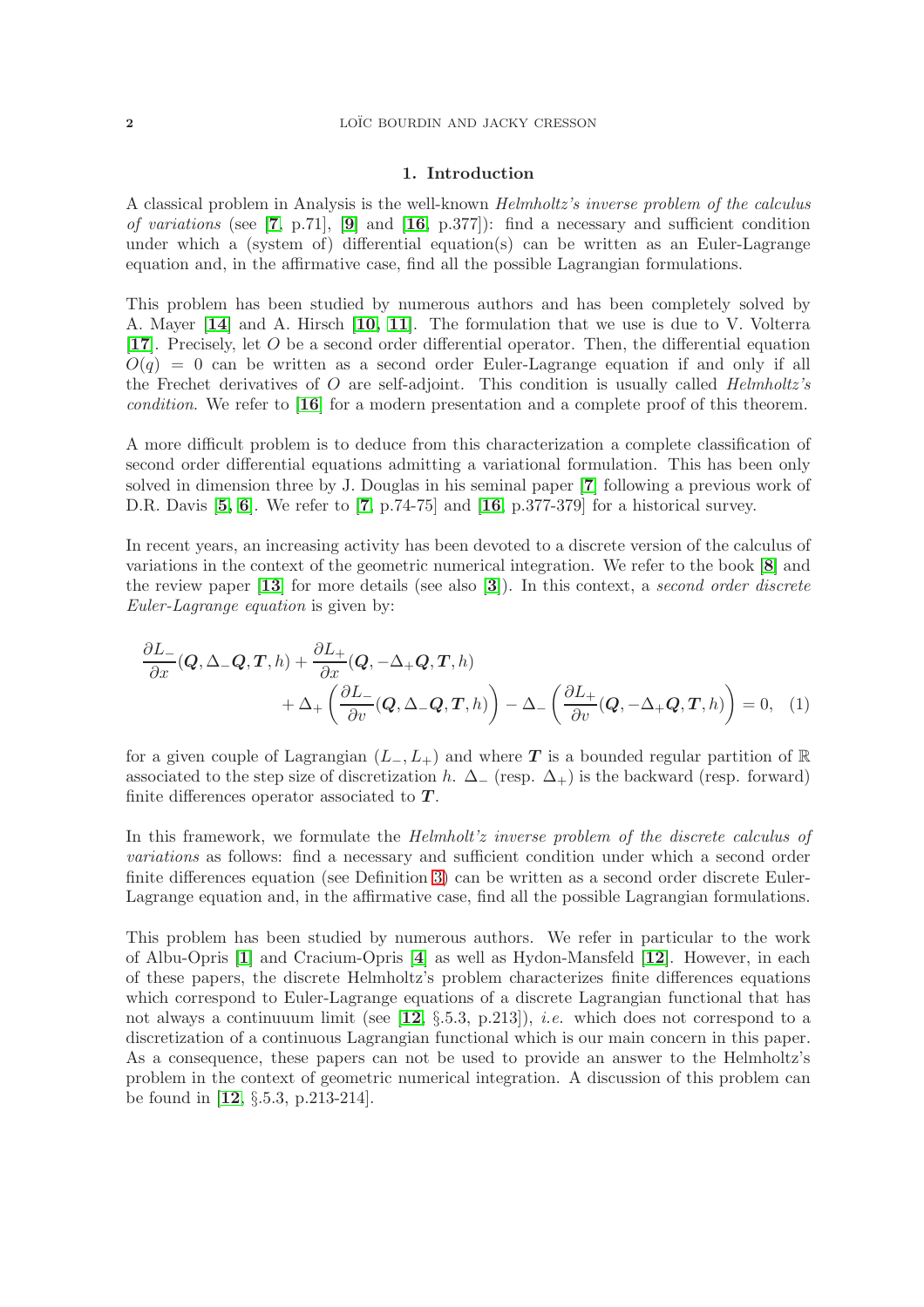## 1. Introduction

A classical problem in Analysis is the well-known *Helmholtz's inverse problem of the calculus of variations* (see [7, p.71], [9] and [16, p.377]): find a necessary and sufficient condition under which a (system of) differential equation(s) can be written as an Euler-Lagrange equation and, in the affirmative case, find all the possible Lagrangian formulations.

This problem has been studied by numerous authors and has been completely solved by A. Mayer [14] and A. Hirsch [10, 11]. The formulation that we use is due to V. Volterra [17]. Precisely, let $O$ be a second order differential operator. Then, the differential equation $O(q) = 0$ can be written as a second order Euler-Lagrange equation if and only if all the Frechet derivatives of $O$ are self-adjoint. This condition is usually called *Helmholtz's condition*. We refer to [16] for a modern presentation and a complete proof of this theorem.

A more difficult problem is to deduce from this characterization a complete classification of second order differential equations admitting a variational formulation. This has been only solved in dimension three by J. Douglas in his seminal paper [7] following a previous work of D.R. Davis [5, 6]. We refer to [7, p.74-75] and [16, p.377-379] for a historical survey.

In recent years, an increasing activity has been devoted to a discrete version of the calculus of variations in the context of the geometric numerical integration. We refer to the book [8] and the review paper [13] for more details (see also [3]). In this context, a *second order discrete Euler-Lagrange equation* is given by:

$$\frac{\partial L_-}{\partial x}(\boldsymbol{Q}, \Delta_- \boldsymbol{Q}, \boldsymbol{T}, h) + \frac{\partial L_+}{\partial x}(\boldsymbol{Q}, -\Delta_+ \boldsymbol{Q}, \boldsymbol{T}, h) + \Delta_+ \left( \frac{\partial L_-}{\partial v}(\boldsymbol{Q}, \Delta_- \boldsymbol{Q}, \boldsymbol{T}, h) \right) - \Delta_- \left( \frac{\partial L_+}{\partial v}(\boldsymbol{Q}, -\Delta_+ \boldsymbol{Q}, \boldsymbol{T}, h) \right) = 0, \quad (1)$$

for a given couple of Lagrangian $(L_-, L_+)$ and where $\boldsymbol{T}$ is a bounded regular partition of $\mathbb{R}$ associated to the step size of discretization $h$. $\Delta_-$ (resp. $\Delta_+$) is the backward (resp. forward) finite differences operator associated to $\boldsymbol{T}$.

In this framework, we formulate the *Helmholt'z inverse problem of the discrete calculus of variations* as follows: find a necessary and sufficient condition under which a second order finite differences equation (see Definition 3) can be written as a second order discrete Euler-Lagrange equation and, in the affirmative case, find all the possible Lagrangian formulations.

This problem has been studied by numerous authors. We refer in particular to the work of Albu-Opris [1] and Cracium-Opris [4] as well as Hydon-Mansfeld [12]. However, in each of these papers, the discrete Helmholtz's problem characterizes finite differences equations which correspond to Euler-Lagrange equations of a discrete Lagrangian functional that has not always a continuuum limit (see [12, §.5.3, p.213]), *i.e.* which does not correspond to a discretization of a continuous Lagrangian functional which is our main concern in this paper. As a consequence, these papers can not be used to provide an answer to the Helmholtz's problem in the context of geometric numerical integration. A discussion of this problem can be found in [12, §.5.3, p.213-214].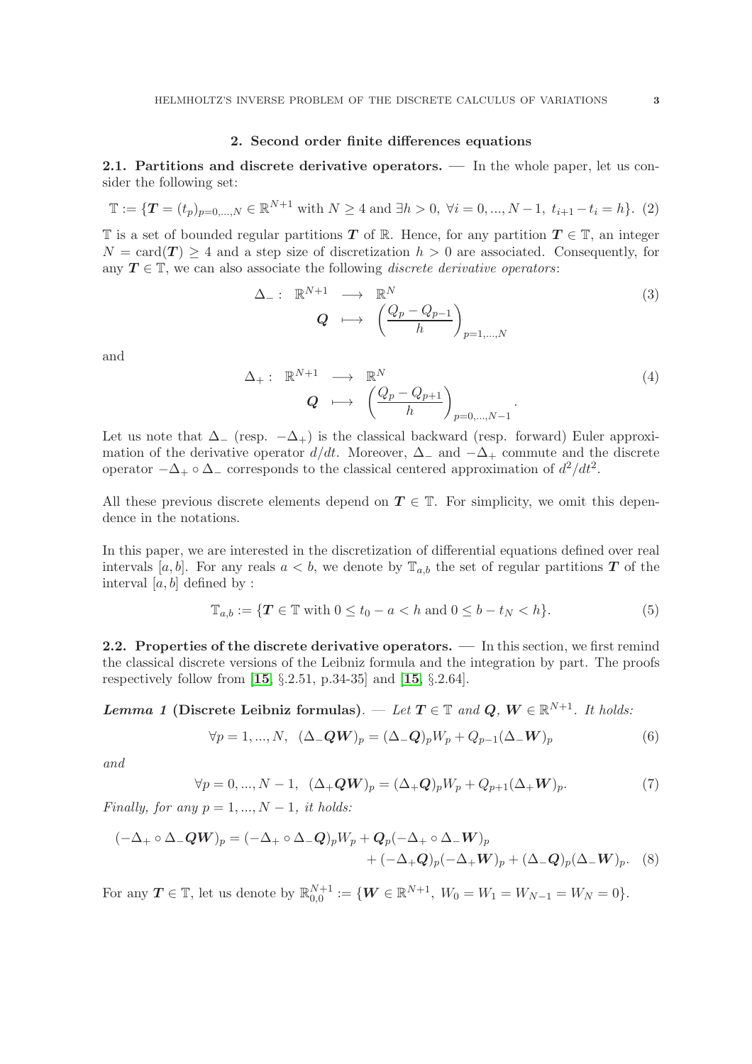## 2. Second order finite differences equations

**2.1. Partitions and discrete derivative operators.** — In the whole paper, let us consider the following set:

$$\mathbb{T} := \{\boldsymbol{T} = (t_p)_{p=0,...,N} \in \mathbb{R}^{N+1} \text{ with } N \geq 4 \text{ and } \exists h > 0,\ \forall i = 0, ..., N-1,\ t_{i+1} - t_i = h\}. \quad (2)$$

$\mathbb{T}$ is a set of bounded regular partitions $\boldsymbol{T}$ of $\mathbb{R}$. Hence, for any partition $\boldsymbol{T} \in \mathbb{T}$, an integer $N = \text{card}(\boldsymbol{T}) \geq 4$ and a step size of discretization $h > 0$ are associated. Consequently, for any $\boldsymbol{T} \in \mathbb{T}$, we can also associate the following *discrete derivative operators*:

$$\begin{array}{rccc} \Delta_- : & \mathbb{R}^{N+1} & \longrightarrow & \mathbb{R}^N \\ & \boldsymbol{Q} & \longmapsto & \left( \dfrac{Q_p - Q_{p-1}}{h} \right)_{p=1,...,N} \end{array} \quad (3)$$

and

$$\begin{array}{rccc} \Delta_+ : & \mathbb{R}^{N+1} & \longrightarrow & \mathbb{R}^N \\ & \boldsymbol{Q} & \longmapsto & \left( \dfrac{Q_p - Q_{p+1}}{h} \right)_{p=0,...,N-1} \end{array}. \quad (4)$$

Let us note that $\Delta_-$ (resp. $-\Delta_+$) is the classical backward (resp. forward) Euler approximation of the derivative operator $d/dt$. Moreover, $\Delta_-$ and $-\Delta_+$ commute and the discrete operator $-\Delta_+ \circ \Delta_-$ corresponds to the classical centered approximation of $d^2/dt^2$.

All these previous discrete elements depend on $\boldsymbol{T} \in \mathbb{T}$. For simplicity, we omit this dependence in the notations.

In this paper, we are interested in the discretization of differential equations defined over real intervals $[a, b]$. For any reals $a < b$, we denote by $\mathbb{T}_{a,b}$ the set of regular partitions $\boldsymbol{T}$ of the interval $[a, b]$ defined by :

$$\mathbb{T}_{a,b} := \{\boldsymbol{T} \in \mathbb{T} \text{ with } 0 \leq t_0 - a < h \text{ and } 0 \leq b - t_N < h\}. \quad (5)$$

**2.2. Properties of the discrete derivative operators.** — In this section, we first remind the classical discrete versions of the Leibniz formula and the integration by part. The proofs respectively follow from [**15**, §.2.51, p.34-35] and [**15**, §.2.64].

***Lemma 1* (Discrete Leibniz formulas).** — *Let $\boldsymbol{T} \in \mathbb{T}$ and $\boldsymbol{Q}, \boldsymbol{W} \in \mathbb{R}^{N+1}$. It holds:*

$$\forall p = 1, ..., N,\ \ (\Delta_- \boldsymbol{Q}\boldsymbol{W})_p = (\Delta_- \boldsymbol{Q})_p W_p + Q_{p-1}(\Delta_- \boldsymbol{W})_p \quad (6)$$

*and*

$$\forall p = 0, ..., N-1,\ \ (\Delta_+ \boldsymbol{Q}\boldsymbol{W})_p = (\Delta_+ \boldsymbol{Q})_p W_p + Q_{p+1}(\Delta_+ \boldsymbol{W})_p. \quad (7)$$

*Finally, for any $p = 1, ..., N-1$, it holds:*

$$\begin{aligned} (-\Delta_+ \circ \Delta_- \boldsymbol{Q}\boldsymbol{W})_p = (-\Delta_+ \circ \Delta_- \boldsymbol{Q})_p W_p + \boldsymbol{Q}_p(-\Delta_+ \circ \Delta_- \boldsymbol{W})_p \\ + (-\Delta_+ \boldsymbol{Q})_p(-\Delta_+ \boldsymbol{W})_p + (\Delta_- \boldsymbol{Q})_p(\Delta_- \boldsymbol{W})_p. \end{aligned} \quad (8)$$

For any $\boldsymbol{T} \in \mathbb{T}$, let us denote by $\mathbb{R}^{N+1}_{0,0} := \{\boldsymbol{W} \in \mathbb{R}^{N+1},\ W_0 = W_1 = W_{N-1} = W_N = 0\}$.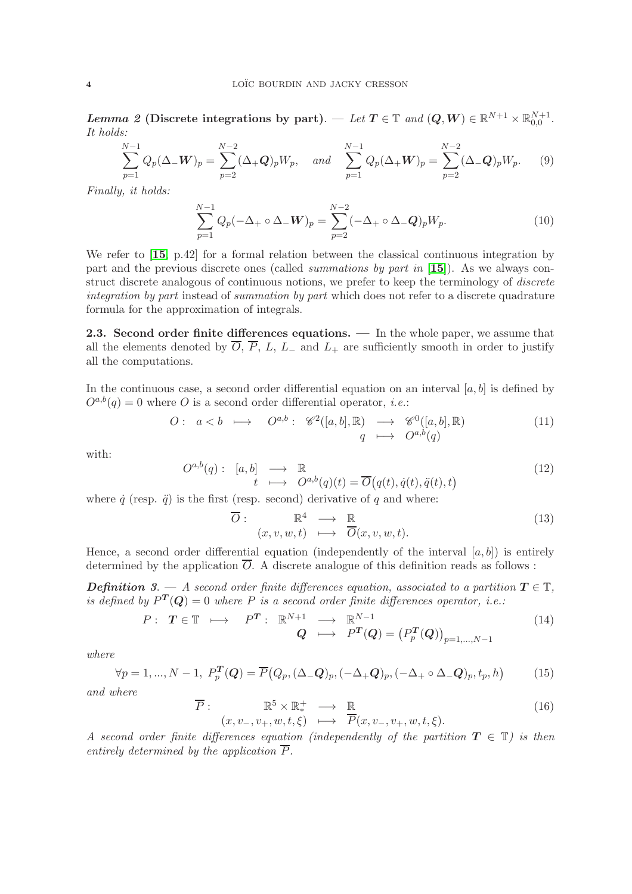***Lemma 2* (Discrete integrations by part).** — *Let $\boldsymbol{T} \in \mathbb{T}$ and $(\boldsymbol{Q}, \boldsymbol{W}) \in \mathbb{R}^{N+1} \times \mathbb{R}^{N+1}_{0,0}$. It holds:*

$$\sum_{p=1}^{N-1} Q_p (\Delta_- \boldsymbol{W})_p = \sum_{p=2}^{N-2} (\Delta_+ \boldsymbol{Q})_p W_p, \quad \text{and} \quad \sum_{p=1}^{N-1} Q_p (\Delta_+ \boldsymbol{W})_p = \sum_{p=2}^{N-2} (\Delta_- \boldsymbol{Q})_p W_p. \tag{9}$$

*Finally, it holds:*

$$\sum_{p=1}^{N-1} Q_p (-\Delta_+ \circ \Delta_- \boldsymbol{W})_p = \sum_{p=2}^{N-2} (-\Delta_+ \circ \Delta_- \boldsymbol{Q})_p W_p. \tag{10}$$

We refer to [15, p.42] for a formal relation between the classical continuous integration by part and the previous discrete ones (called *summations by part in* [15]). As we always construct discrete analogous of continuous notions, we prefer to keep the terminology of *discrete integration by part* instead of *summation by part* which does not refer to a discrete quadrature formula for the approximation of integrals.

**2.3. Second order finite differences equations.** — In the whole paper, we assume that all the elements denoted by $\overline{O}$, $\overline{P}$, $L$, $L_-$ and $L_+$ are sufficiently smooth in order to justify all the computations.

In the continuous case, a second order differential equation on an interval $[a, b]$ is defined by $O^{a,b}(q) = 0$ where $O$ is a second order differential operator, *i.e.*:

$$O: \quad a < b \quad \longmapsto \quad O^{a,b}: \begin{array}{ccc} \mathscr{C}^2([a,b], \mathbb{R}) & \longrightarrow & \mathscr{C}^0([a,b], \mathbb{R}) \\ q & \longmapsto & O^{a,b}(q) \end{array} \tag{11}$$

with:

$$O^{a,b}(q): \begin{array}{ccc} [a,b] & \longrightarrow & \mathbb{R} \\ t & \longmapsto & O^{a,b}(q)(t) = \overline{O}\big(q(t), \dot{q}(t), \ddot{q}(t), t\big) \end{array} \tag{12}$$

where $\dot{q}$ (resp. $\ddot{q}$) is the first (resp. second) derivative of $q$ and where:

$$\overline{O}: \begin{array}{ccc} \mathbb{R}^4 & \longrightarrow & \mathbb{R} \\ (x, v, w, t) & \longmapsto & \overline{O}(x, v, w, t). \end{array} \tag{13}$$

Hence, a second order differential equation (independently of the interval $[a, b]$) is entirely determined by the application $\overline{O}$. A discrete analogue of this definition reads as follows :

***Definition 3.*** — *A second order finite differences equation, associated to a partition $\boldsymbol{T} \in \mathbb{T}$, is defined by $P^{\boldsymbol{T}}(\boldsymbol{Q}) = 0$ where $P$ is a second order finite differences operator, i.e.:*

$$P: \quad \boldsymbol{T} \in \mathbb{T} \quad \longmapsto \quad P^{\boldsymbol{T}}: \begin{array}{ccc} \mathbb{R}^{N+1} & \longrightarrow & \mathbb{R}^{N-1} \\ \boldsymbol{Q} & \longmapsto & P^{\boldsymbol{T}}(\boldsymbol{Q}) = \big(P^{\boldsymbol{T}}_p(\boldsymbol{Q})\big)_{p=1,\dots,N-1} \end{array} \tag{14}$$

*where*

$$\forall p = 1, \dots, N-1, \; P^{\boldsymbol{T}}_p(\boldsymbol{Q}) = \overline{P}\big(Q_p, (\Delta_- \boldsymbol{Q})_p, (-\Delta_+ \boldsymbol{Q})_p, (-\Delta_+ \circ \Delta_- \boldsymbol{Q})_p, t_p, h\big) \tag{15}$$

*and where*

$$\overline{P}: \begin{array}{ccc} \mathbb{R}^5 \times \mathbb{R}^+_* & \longrightarrow & \mathbb{R} \\ (x, v_-, v_+, w, t, \xi) & \longmapsto & \overline{P}(x, v_-, v_+, w, t, \xi). \end{array} \tag{16}$$

*A second order finite differences equation (independently of the partition $\boldsymbol{T} \in \mathbb{T}$) is then entirely determined by the application $\overline{P}$.*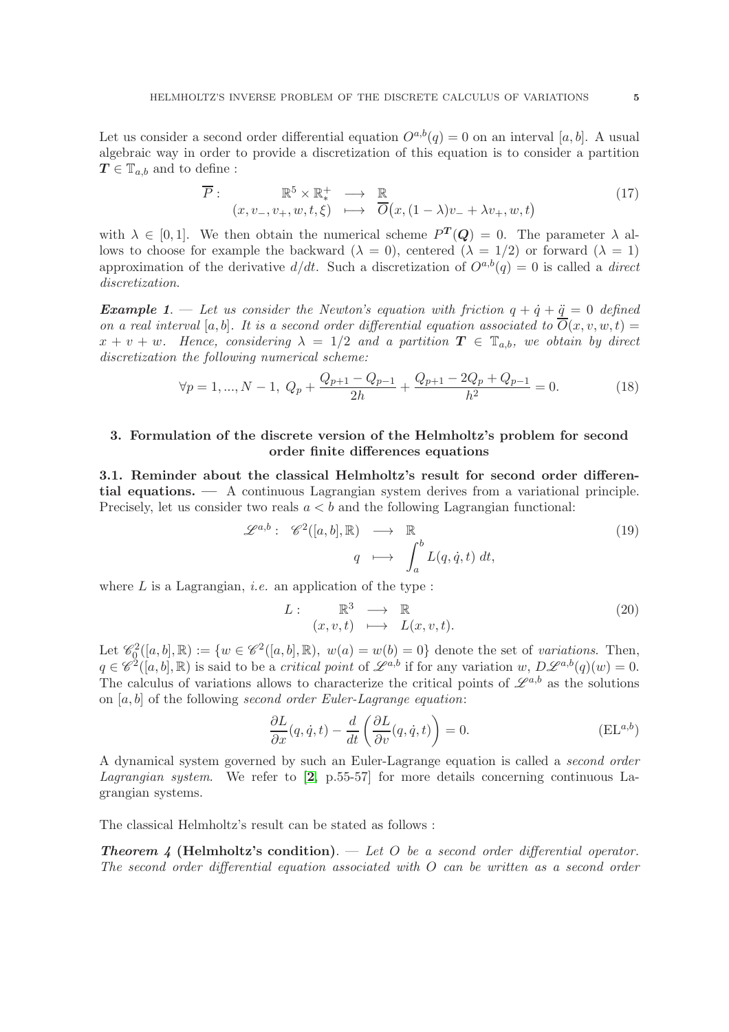Let us consider a second order differential equation $O^{a,b}(q) = 0$ on an interval $[a, b]$. A usual algebraic way in order to provide a discretization of this equation is to consider a partition $\boldsymbol{T} \in \mathbb{T}_{a,b}$ and to define :

$$
\begin{array}{rccl}
\overline{P}: & \mathbb{R}^5 \times \mathbb{R}^+_* & \longrightarrow & \mathbb{R} \\
& (x, v_-, v_+, w, t, \xi) & \longmapsto & \overline{O}\big(x, (1-\lambda)v_- + \lambda v_+, w, t\big)
\end{array} \tag{17}
$$

with $\lambda \in [0, 1]$. We then obtain the numerical scheme $P^{\boldsymbol{T}}(\boldsymbol{Q}) = 0$. The parameter $\lambda$ allows to choose for example the backward ($\lambda = 0$), centered ($\lambda = 1/2$) or forward ($\lambda = 1$) approximation of the derivative $d/dt$. Such a discretization of $O^{a,b}(q) = 0$ is called a *direct discretization*.

***Example 1***. — *Let us consider the Newton's equation with friction $q + \dot{q} + \ddot{q} = 0$ defined on a real interval $[a, b]$. It is a second order differential equation associated to $\overline{O}(x, v, w, t) = x + v + w$. Hence, considering $\lambda = 1/2$ and a partition $\boldsymbol{T} \in \mathbb{T}_{a,b}$, we obtain by direct discretization the following numerical scheme:*

$$
\forall p = 1, ..., N-1,\ Q_p + \frac{Q_{p+1} - Q_{p-1}}{2h} + \frac{Q_{p+1} - 2Q_p + Q_{p-1}}{h^2} = 0. \tag{18}
$$

## 3. Formulation of the discrete version of the Helmholtz's problem for second order finite differences equations

**3.1. Reminder about the classical Helmholtz's result for second order differential equations.** — A continuous Lagrangian system derives from a variational principle. Precisely, let us consider two reals $a < b$ and the following Lagrangian functional:

$$
\begin{array}{rccl}
\mathscr{L}^{a,b}: & \mathscr{C}^2([a,b], \mathbb{R}) & \longrightarrow & \mathbb{R} \\
& q & \longmapsto & \displaystyle\int_a^b L(q, \dot{q}, t)\, dt,
\end{array} \tag{19}
$$

where $L$ is a Lagrangian, *i.e.* an application of the type :

$$
\begin{array}{rccl}
L: & \mathbb{R}^3 & \longrightarrow & \mathbb{R} \\
& (x, v, t) & \longmapsto & L(x, v, t).
\end{array} \tag{20}
$$

Let $\mathscr{C}^2_0([a,b], \mathbb{R}) := \{w \in \mathscr{C}^2([a,b], \mathbb{R}),\ w(a) = w(b) = 0\}$ denote the set of *variations*. Then, $q \in \mathscr{C}^2([a,b], \mathbb{R})$ is said to be a *critical point* of $\mathscr{L}^{a,b}$ if for any variation $w$, $D\mathscr{L}^{a,b}(q)(w) = 0$. The calculus of variations allows to characterize the critical points of $\mathscr{L}^{a,b}$ as the solutions on $[a, b]$ of the following *second order Euler-Lagrange equation*:

$$
\frac{\partial L}{\partial x}(q, \dot{q}, t) - \frac{d}{dt}\left(\frac{\partial L}{\partial v}(q, \dot{q}, t)\right) = 0. \tag{EL$^{a,b}$}
$$

A dynamical system governed by such an Euler-Lagrange equation is called a *second order Lagrangian system*. We refer to [**2**, p.55-57] for more details concerning continuous Lagrangian systems.

The classical Helmholtz's result can be stated as follows :

***Theorem 4* (Helmholtz's condition)**. — *Let $O$ be a second order differential operator. The second order differential equation associated with $O$ can be written as a second order*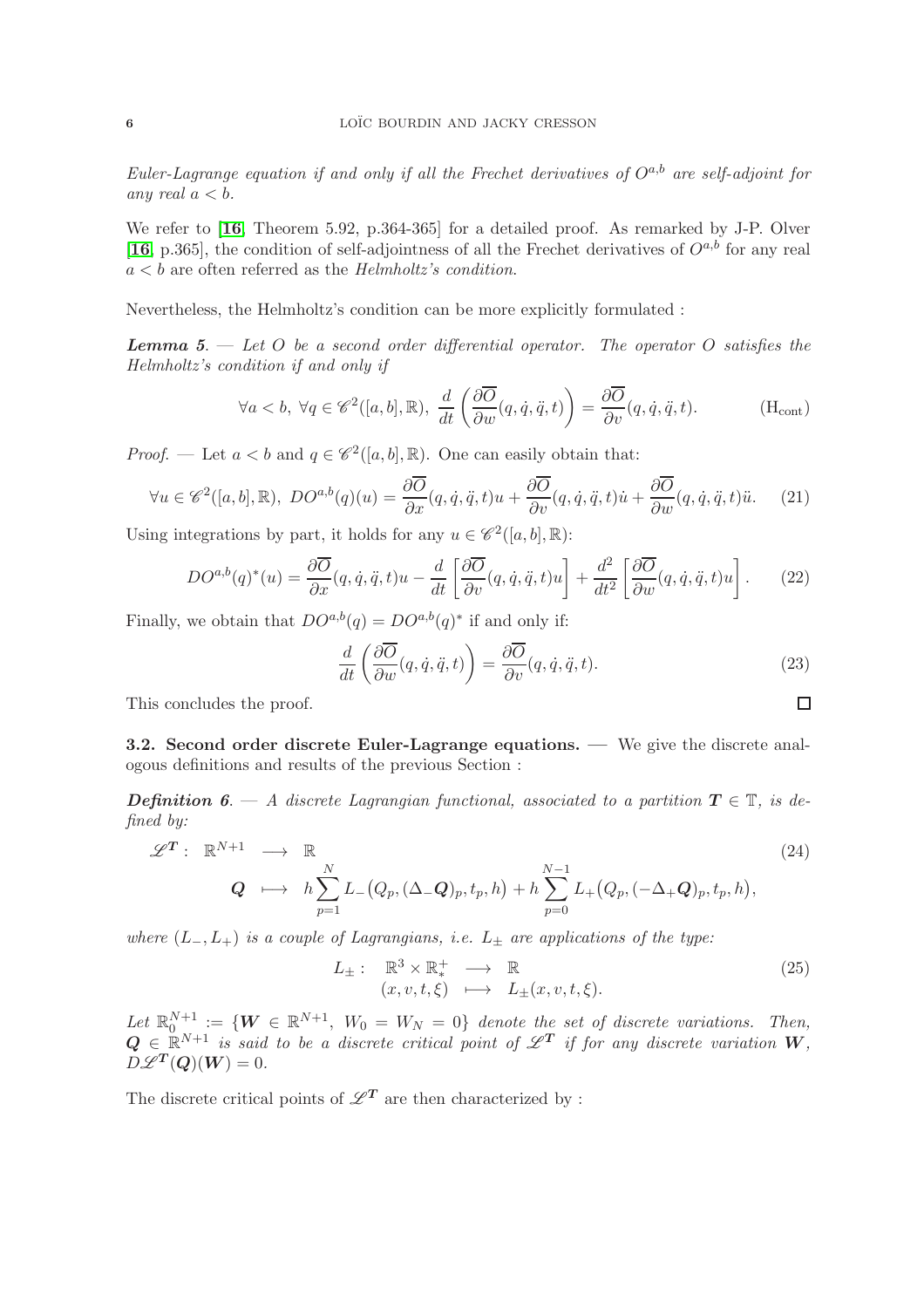*Euler-Lagrange equation if and only if all the Frechet derivatives of $O^{a,b}$ are self-adjoint for any real $a < b$.*

We refer to [**16**, Theorem 5.92, p.364-365] for a detailed proof. As remarked by J-P. Olver [**16**, p.365], the condition of self-adjointness of all the Frechet derivatives of $O^{a,b}$ for any real $a < b$ are often referred as the *Helmholtz's condition*.

Nevertheless, the Helmholtz's condition can be more explicitly formulated :

***Lemma 5***. — *Let $O$ be a second order differential operator. The operator $O$ satisfies the Helmholtz's condition if and only if*

$$\forall a < b,\ \forall q \in \mathscr{C}^2([a,b],\mathbb{R}),\ \frac{d}{dt}\left(\frac{\partial \overline{O}}{\partial w}(q,\dot{q},\ddot{q},t)\right) = \frac{\partial \overline{O}}{\partial v}(q,\dot{q},\ddot{q},t). \qquad (\mathrm{H}_{\mathrm{cont}})$$

*Proof*. — Let $a < b$ and $q \in \mathscr{C}^2([a,b],\mathbb{R})$. One can easily obtain that:

$$\forall u \in \mathscr{C}^2([a,b],\mathbb{R}),\ DO^{a,b}(q)(u) = \frac{\partial \overline{O}}{\partial x}(q,\dot{q},\ddot{q},t)u + \frac{\partial \overline{O}}{\partial v}(q,\dot{q},\ddot{q},t)\dot{u} + \frac{\partial \overline{O}}{\partial w}(q,\dot{q},\ddot{q},t)\ddot{u}. \qquad (21)$$

Using integrations by part, it holds for any $u \in \mathscr{C}^2([a,b],\mathbb{R})$:

$$DO^{a,b}(q)^*(u) = \frac{\partial \overline{O}}{\partial x}(q,\dot{q},\ddot{q},t)u - \frac{d}{dt}\left[\frac{\partial \overline{O}}{\partial v}(q,\dot{q},\ddot{q},t)u\right] + \frac{d^2}{dt^2}\left[\frac{\partial \overline{O}}{\partial w}(q,\dot{q},\ddot{q},t)u\right]. \qquad (22)$$

Finally, we obtain that $DO^{a,b}(q) = DO^{a,b}(q)^*$ if and only if:

$$\frac{d}{dt}\left(\frac{\partial \overline{O}}{\partial w}(q,\dot{q},\ddot{q},t)\right) = \frac{\partial \overline{O}}{\partial v}(q,\dot{q},\ddot{q},t). \qquad (23)$$

This concludes the proof. $\square$

**3.2. Second order discrete Euler-Lagrange equations.** — We give the discrete analogous definitions and results of the previous Section :

***Definition 6***. — *A discrete Lagrangian functional, associated to a partition $\boldsymbol{T} \in \mathbb{T}$, is defined by:*

$$\begin{array}{rccl} \mathscr{L}^{\boldsymbol{T}}: & \mathbb{R}^{N+1} & \longrightarrow & \mathbb{R} \\ & \boldsymbol{Q} & \longmapsto & h\displaystyle\sum_{p=1}^{N} L_-\big(Q_p,(\Delta_-\boldsymbol{Q})_p,t_p,h\big) + h\sum_{p=0}^{N-1} L_+\big(Q_p,(-\Delta_+\boldsymbol{Q})_p,t_p,h\big), \end{array} \qquad (24)$$

*where $(L_-,L_+)$ is a couple of Lagrangians, i.e. $L_\pm$ are applications of the type:*

$$\begin{array}{rccl} L_\pm: & \mathbb{R}^3 \times \mathbb{R}^+_* & \longrightarrow & \mathbb{R} \\ & (x,v,t,\xi) & \longmapsto & L_\pm(x,v,t,\xi). \end{array} \qquad (25)$$

*Let $\mathbb{R}^{N+1}_0 := \{\boldsymbol{W} \in \mathbb{R}^{N+1},\ W_0 = W_N = 0\}$ denote the set of discrete variations. Then, $\boldsymbol{Q} \in \mathbb{R}^{N+1}$ is said to be a discrete critical point of $\mathscr{L}^{\boldsymbol{T}}$ if for any discrete variation $\boldsymbol{W}$, $D\mathscr{L}^{\boldsymbol{T}}(\boldsymbol{Q})(\boldsymbol{W}) = 0$.*

The discrete critical points of $\mathscr{L}^{\boldsymbol{T}}$ are then characterized by :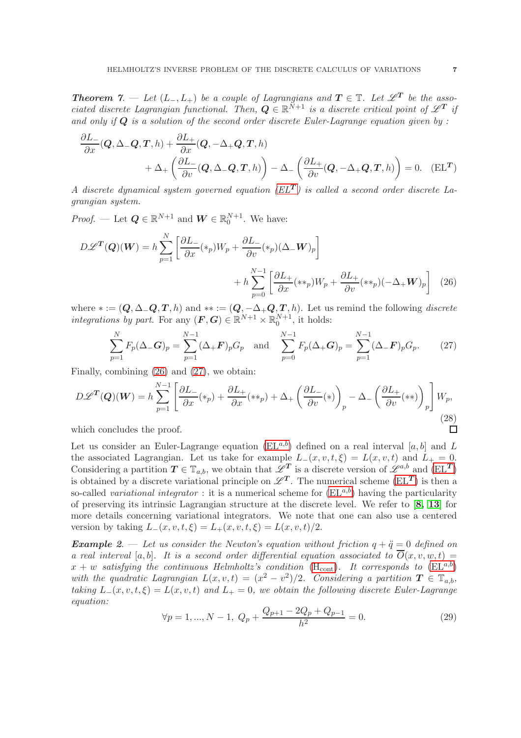***Theorem 7.*** — *Let $(L_-, L_+)$ be a couple of Lagrangians and $\boldsymbol{T} \in \mathbb{T}$. Let $\mathscr{L}^{\boldsymbol{T}}$ be the associated discrete Lagrangian functional. Then, $\boldsymbol{Q} \in \mathbb{R}^{N+1}$ is a discrete critical point of $\mathscr{L}^{\boldsymbol{T}}$ if and only if $\boldsymbol{Q}$ is a solution of the second order discrete Euler-Lagrange equation given by :*

$$\frac{\partial L_-}{\partial x}(\boldsymbol{Q}, \Delta_- \boldsymbol{Q}, \boldsymbol{T}, h) + \frac{\partial L_+}{\partial x}(\boldsymbol{Q}, -\Delta_+ \boldsymbol{Q}, \boldsymbol{T}, h) + \Delta_+ \left( \frac{\partial L_-}{\partial v}(\boldsymbol{Q}, \Delta_- \boldsymbol{Q}, \boldsymbol{T}, h) \right) - \Delta_- \left( \frac{\partial L_+}{\partial v}(\boldsymbol{Q}, -\Delta_+ \boldsymbol{Q}, \boldsymbol{T}, h) \right) = 0. \quad (\mathrm{EL}^{\boldsymbol{T}})$$

*A discrete dynamical system governed equation ($\mathrm{EL}^{\boldsymbol{T}}$) is called a second order discrete Lagrangian system.*

*Proof.* — Let $\boldsymbol{Q} \in \mathbb{R}^{N+1}$ and $\boldsymbol{W} \in \mathbb{R}_0^{N+1}$. We have:

$$D\mathscr{L}^{\boldsymbol{T}}(\boldsymbol{Q})(\boldsymbol{W}) = h \sum_{p=1}^{N} \left[ \frac{\partial L_-}{\partial x}(*_p) W_p + \frac{\partial L_-}{\partial v}(*_p)(\Delta_- \boldsymbol{W})_p \right] + h \sum_{p=0}^{N-1} \left[ \frac{\partial L_+}{\partial x}(**_p) W_p + \frac{\partial L_+}{\partial v}(**_p)(-\Delta_+ \boldsymbol{W})_p \right] \quad (26)$$

where $* := (\boldsymbol{Q}, \Delta_- \boldsymbol{Q}, \boldsymbol{T}, h)$ and $** := (\boldsymbol{Q}, -\Delta_+ \boldsymbol{Q}, \boldsymbol{T}, h)$. Let us remind the following *discrete integrations by part*. For any $(\boldsymbol{F}, \boldsymbol{G}) \in \mathbb{R}^{N+1} \times \mathbb{R}_0^{N+1}$, it holds:

$$\sum_{p=1}^{N} F_p (\Delta_- \boldsymbol{G})_p = \sum_{p=1}^{N-1} (\Delta_+ \boldsymbol{F})_p G_p \quad \text{and} \quad \sum_{p=0}^{N-1} F_p (\Delta_+ \boldsymbol{G})_p = \sum_{p=1}^{N-1} (\Delta_- \boldsymbol{F})_p G_p. \quad (27)$$

Finally, combining (26) and (27), we obtain:

$$D\mathscr{L}^{\boldsymbol{T}}(\boldsymbol{Q})(\boldsymbol{W}) = h \sum_{p=1}^{N-1} \left[ \frac{\partial L_-}{\partial x}(*_p) + \frac{\partial L_+}{\partial x}(**_p) + \Delta_+ \left( \frac{\partial L_-}{\partial v}(*) \right)_p - \Delta_- \left( \frac{\partial L_+}{\partial v}(**) \right)_p \right] W_p, \quad (28)$$

which concludes the proof. □

Let us consider an Euler-Lagrange equation ($\mathrm{EL}^{a,b}$) defined on a real interval $[a, b]$ and $L$ the associated Lagrangian. Let us take for example $L_-(x, v, t, \xi) = L(x, v, t)$ and $L_+ = 0$. Considering a partition $\boldsymbol{T} \in \mathbb{T}_{a,b}$, we obtain that $\mathscr{L}^{\boldsymbol{T}}$ is a discrete version of $\mathscr{L}^{a,b}$ and ($\mathrm{EL}^{\boldsymbol{T}}$) is obtained by a discrete variational principle on $\mathscr{L}^{\boldsymbol{T}}$. The numerical scheme ($\mathrm{EL}^{\boldsymbol{T}}$) is then a so-called *variational integrator* : it is a numerical scheme for ($\mathrm{EL}^{a,b}$) having the particularity of preserving its intrinsic Lagrangian structure at the discrete level. We refer to [**8**, **13**] for more details concerning variational integrators. We note that one can also use a centered version by taking $L_-(x, v, t, \xi) = L_+(x, v, t, \xi) = L(x, v, t)/2$.

***Example 2.*** — *Let us consider the Newton's equation without friction $q + \ddot{q} = 0$ defined on a real interval $[a, b]$. It is a second order differential equation associated to $\overline{O}(x, v, w, t) = x + w$ satisfying the continuous Helmholtz's condition ($\mathrm{H}_{\mathrm{cont}}$). It corresponds to ($\mathrm{EL}^{a,b}$) with the quadratic Lagrangian $L(x, v, t) = (x^2 - v^2)/2$. Considering a partition $\boldsymbol{T} \in \mathbb{T}_{a,b}$, taking $L_-(x, v, t, \xi) = L(x, v, t)$ and $L_+ = 0$, we obtain the following discrete Euler-Lagrange equation:*

$$\forall p = 1, ..., N-1, \ Q_p + \frac{Q_{p+1} - 2Q_p + Q_{p-1}}{h^2} = 0. \quad (29)$$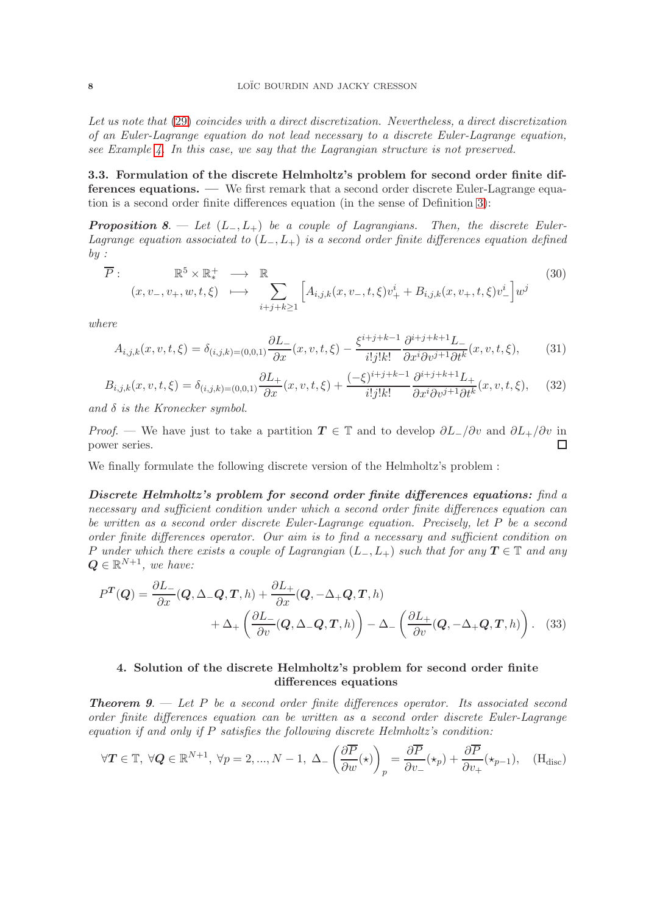*Let us note that (29) coincides with a direct discretization. Nevertheless, a direct discretization of an Euler-Lagrange equation do not lead necessary to a discrete Euler-Lagrange equation, see Example 4. In this case, we say that the Lagrangian structure is not preserved.*

**3.3. Formulation of the discrete Helmholtz's problem for second order finite differences equations.** — We first remark that a second order discrete Euler-Lagrange equation is a second order finite differences equation (in the sense of Definition 3):

***Proposition 8***. — *Let $(L_-, L_+)$ be a couple of Lagrangians. Then, the discrete Euler-Lagrange equation associated to $(L_-, L_+)$ is a second order finite differences equation defined by :*

$$\begin{array}{rccc} \overline{P}: & \mathbb{R}^5 \times \mathbb{R}^+_* & \longrightarrow & \mathbb{R} \\ & (x, v_-, v_+, w, t, \xi) & \longmapsto & \displaystyle\sum_{i+j+k \geq 1} \Big[ A_{i,j,k}(x, v_-, t, \xi) v_+^i + B_{i,j,k}(x, v_+, t, \xi) v_-^i \Big] w^j \end{array} \tag{30}$$

*where*

$$A_{i,j,k}(x, v, t, \xi) = \delta_{(i,j,k)=(0,0,1)} \frac{\partial L_-}{\partial x}(x, v, t, \xi) - \frac{\xi^{i+j+k-1}}{i!j!k!} \frac{\partial^{i+j+k+1} L_-}{\partial x^i \partial v^{j+1} \partial t^k}(x, v, t, \xi), \tag{31}$$

$$B_{i,j,k}(x, v, t, \xi) = \delta_{(i,j,k)=(0,0,1)} \frac{\partial L_+}{\partial x}(x, v, t, \xi) + \frac{(-\xi)^{i+j+k-1}}{i!j!k!} \frac{\partial^{i+j+k+1} L_+}{\partial x^i \partial v^{j+1} \partial t^k}(x, v, t, \xi), \tag{32}$$

*and $\delta$ is the Kronecker symbol.*

*Proof*. — We have just to take a partition $\boldsymbol{T} \in \mathbb{T}$ and to develop $\partial L_- / \partial v$ and $\partial L_+ / \partial v$ in power series. $\square$

We finally formulate the following discrete version of the Helmholtz's problem :

***Discrete Helmholtz's problem for second order finite differences equations:*** *find a necessary and sufficient condition under which a second order finite differences equation can be written as a second order discrete Euler-Lagrange equation. Precisely, let $P$ be a second order finite differences operator. Our aim is to find a necessary and sufficient condition on $P$ under which there exists a couple of Lagrangian $(L_-, L_+)$ such that for any $\boldsymbol{T} \in \mathbb{T}$ and any $\boldsymbol{Q} \in \mathbb{R}^{N+1}$, we have:*

$$P^{\boldsymbol{T}}(\boldsymbol{Q}) = \frac{\partial L_-}{\partial x}(\boldsymbol{Q}, \Delta_- \boldsymbol{Q}, \boldsymbol{T}, h) + \frac{\partial L_+}{\partial x}(\boldsymbol{Q}, -\Delta_+ \boldsymbol{Q}, \boldsymbol{T}, h) + \Delta_+ \left( \frac{\partial L_-}{\partial v}(\boldsymbol{Q}, \Delta_- \boldsymbol{Q}, \boldsymbol{T}, h) \right) - \Delta_- \left( \frac{\partial L_+}{\partial v}(\boldsymbol{Q}, -\Delta_+ \boldsymbol{Q}, \boldsymbol{T}, h) \right). \tag{33}$$

## 4. Solution of the discrete Helmholtz's problem for second order finite differences equations

***Theorem 9***. — *Let $P$ be a second order finite differences operator. Its associated second order finite differences equation can be written as a second order discrete Euler-Lagrange equation if and only if $P$ satisfies the following discrete Helmholtz's condition:*

$$\forall \boldsymbol{T} \in \mathbb{T},\ \forall \boldsymbol{Q} \in \mathbb{R}^{N+1},\ \forall p = 2, ..., N-1,\ \Delta_- \left( \frac{\partial \overline{P}}{\partial w}(\star) \right)_p = \frac{\partial \overline{P}}{\partial v_-}(\star_p) + \frac{\partial \overline{P}}{\partial v_+}(\star_{p-1}), \quad (\mathrm{H_{disc}})$$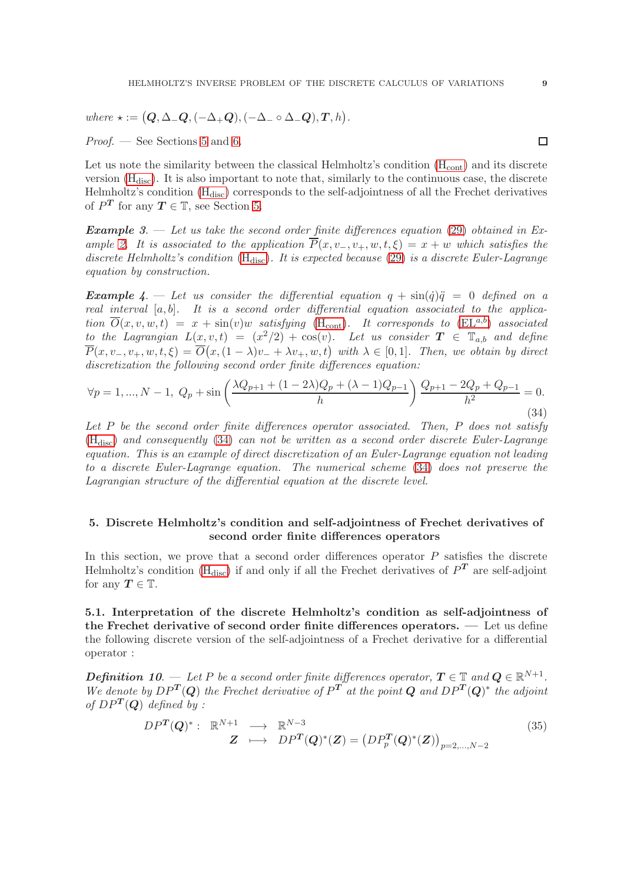where $\star := \big(\boldsymbol{Q}, \Delta_- \boldsymbol{Q}, (-\Delta_+ \boldsymbol{Q}), (-\Delta_- \circ \Delta_- \boldsymbol{Q}), \boldsymbol{T}, h\big)$.

*Proof.* — See Sections 5 and 6. □

Let us note the similarity between the classical Helmholtz's condition ($\mathrm{H_{cont}}$) and its discrete version ($\mathrm{H_{disc}}$). It is also important to note that, similarly to the continuous case, the discrete Helmholtz's condition ($\mathrm{H_{disc}}$) corresponds to the self-adjointness of all the Frechet derivatives of $P^{\boldsymbol{T}}$ for any $\boldsymbol{T} \in \mathbb{T}$, see Section 5.

***Example 3.*** — *Let us take the second order finite differences equation (29) obtained in Example 2. It is associated to the application $\overline{P}(x, v_-, v_+, w, t, \xi) = x + w$ which satisfies the discrete Helmholtz's condition ($\mathrm{H_{disc}}$). It is expected because (29) is a discrete Euler-Lagrange equation by construction.*

***Example 4.*** — *Let us consider the differential equation $q + \sin(\dot{q})\ddot{q} = 0$ defined on a real interval $[a, b]$. It is a second order differential equation associated to the application $\overline{O}(x, v, w, t) = x + \sin(v)w$ satisfying ($\mathrm{H_{cont}}$). It corresponds to ($\mathrm{EL}^{a,b}$) associated to the Lagrangian $L(x, v, t) = (x^2/2) + \cos(v)$. Let us consider $\boldsymbol{T} \in \mathbb{T}_{a,b}$ and define $\overline{P}(x, v_-, v_+, w, t, \xi) = \overline{O}\big(x, (1-\lambda)v_- + \lambda v_+, w, t\big)$ with $\lambda \in [0, 1]$. Then, we obtain by direct discretization the following second order finite differences equation:*

$$\forall p = 1, ..., N-1, \; Q_p + \sin\left(\frac{\lambda Q_{p+1} + (1-2\lambda)Q_p + (\lambda - 1)Q_{p-1}}{h}\right)\frac{Q_{p+1} - 2Q_p + Q_{p-1}}{h^2} = 0. \tag{34}$$

*Let $P$ be the second order finite differences operator associated. Then, $P$ does not satisfy ($\mathrm{H_{disc}}$) and consequently (34) can not be written as a second order discrete Euler-Lagrange equation. This is an example of direct discretization of an Euler-Lagrange equation not leading to a discrete Euler-Lagrange equation. The numerical scheme (34) does not preserve the Lagrangian structure of the differential equation at the discrete level.*

## 5. Discrete Helmholtz's condition and self-adjointness of Frechet derivatives of second order finite differences operators

In this section, we prove that a second order differences operator $P$ satisfies the discrete Helmholtz's condition ($\mathrm{H_{disc}}$) if and only if all the Frechet derivatives of $P^{\boldsymbol{T}}$ are self-adjoint for any $\boldsymbol{T} \in \mathbb{T}$.

**5.1. Interpretation of the discrete Helmholtz's condition as self-adjointness of the Frechet derivative of second order finite differences operators.** — Let us define the following discrete version of the self-adjointness of a Frechet derivative for a differential operator :

***Definition 10.*** — *Let $P$ be a second order finite differences operator, $\boldsymbol{T} \in \mathbb{T}$ and $\boldsymbol{Q} \in \mathbb{R}^{N+1}$. We denote by $DP^{\boldsymbol{T}}(\boldsymbol{Q})$ the Frechet derivative of $P^{\boldsymbol{T}}$ at the point $\boldsymbol{Q}$ and $DP^{\boldsymbol{T}}(\boldsymbol{Q})^*$ the adjoint of $DP^{\boldsymbol{T}}(\boldsymbol{Q})$ defined by :*

$$\begin{array}{rccl} DP^{\boldsymbol{T}}(\boldsymbol{Q})^* : & \mathbb{R}^{N+1} & \longrightarrow & \mathbb{R}^{N-3} \\ & \boldsymbol{Z} & \longmapsto & DP^{\boldsymbol{T}}(\boldsymbol{Q})^*(\boldsymbol{Z}) = \big(DP^{\boldsymbol{T}}_p(\boldsymbol{Q})^*(\boldsymbol{Z})\big)_{p=2,...,N-2} \end{array} \tag{35}$$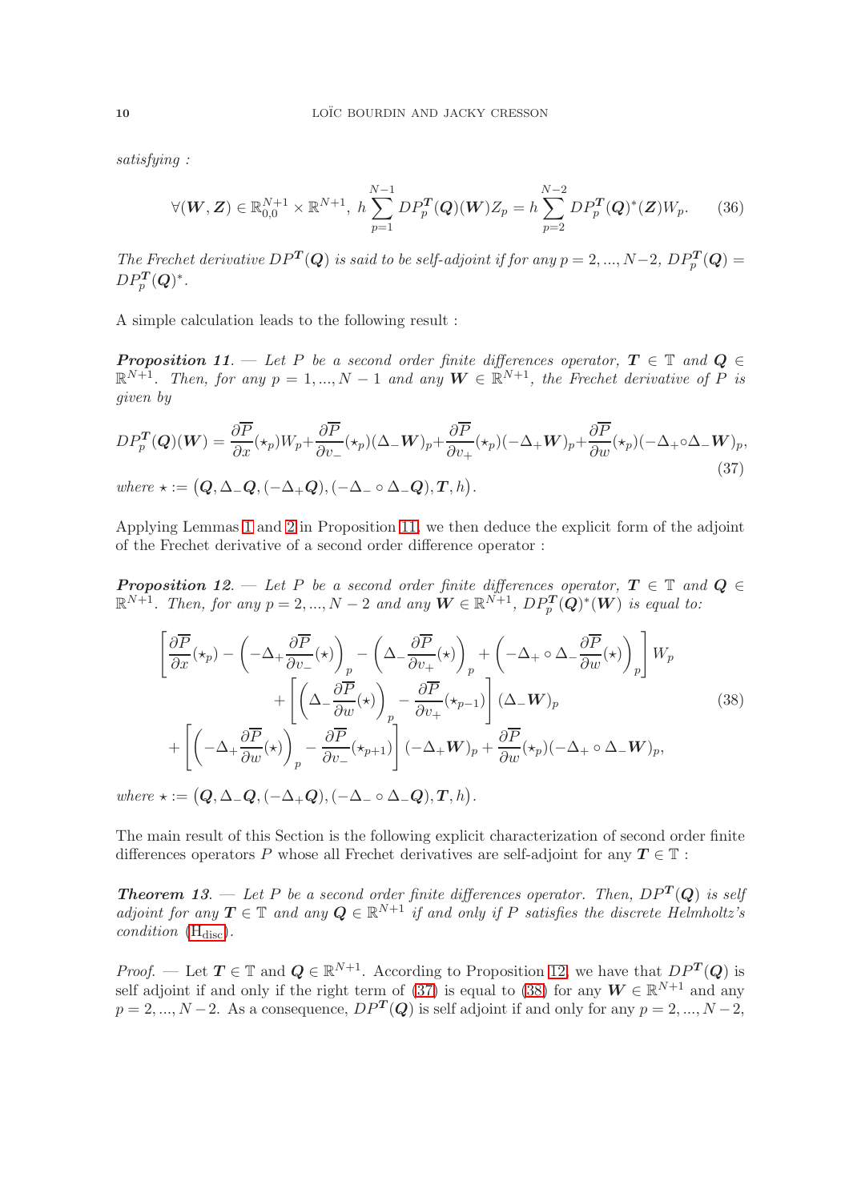*satisfying :*

$$\forall (\boldsymbol{W},\boldsymbol{Z}) \in \mathbb{R}^{N+1}_{0,0} \times \mathbb{R}^{N+1},\ h \sum_{p=1}^{N-1} DP^{\boldsymbol{T}}_p(\boldsymbol{Q})(\boldsymbol{W}) Z_p = h \sum_{p=2}^{N-2} DP^{\boldsymbol{T}}_p(\boldsymbol{Q})^*(\boldsymbol{Z}) W_p. \tag{36}$$

*The Frechet derivative $DP^{\boldsymbol{T}}(\boldsymbol{Q})$ is said to be self-adjoint if for any $p=2,...,N-2$, $DP^{\boldsymbol{T}}_p(\boldsymbol{Q}) = DP^{\boldsymbol{T}}_p(\boldsymbol{Q})^*$.*

A simple calculation leads to the following result :

***Proposition 11***. — *Let $P$ be a second order finite differences operator, $\boldsymbol{T} \in \mathbb{T}$ and $\boldsymbol{Q} \in \mathbb{R}^{N+1}$. Then, for any $p=1,...,N-1$ and any $\boldsymbol{W} \in \mathbb{R}^{N+1}$, the Frechet derivative of $P$ is given by*

$$DP^{\boldsymbol{T}}_p(\boldsymbol{Q})(\boldsymbol{W}) = \frac{\partial \overline{P}}{\partial x}(\star_p) W_p + \frac{\partial \overline{P}}{\partial v_-}(\star_p)(\Delta_- \boldsymbol{W})_p + \frac{\partial \overline{P}}{\partial v_+}(\star_p)(-\Delta_+ \boldsymbol{W})_p + \frac{\partial \overline{P}}{\partial w}(\star_p)(-\Delta_+ \circ \Delta_- \boldsymbol{W})_p, \tag{37}$$

*where $\star := \big(\boldsymbol{Q}, \Delta_- \boldsymbol{Q}, (-\Delta_+ \boldsymbol{Q}), (-\Delta_- \circ \Delta_- \boldsymbol{Q}), \boldsymbol{T}, h\big)$.*

Applying Lemmas 1 and 2 in Proposition 11, we then deduce the explicit form of the adjoint of the Frechet derivative of a second order difference operator :

***Proposition 12***. — *Let $P$ be a second order finite differences operator, $\boldsymbol{T} \in \mathbb{T}$ and $\boldsymbol{Q} \in \mathbb{R}^{N+1}$. Then, for any $p=2,...,N-2$ and any $\boldsymbol{W} \in \mathbb{R}^{N+1}$, $DP^{\boldsymbol{T}}_p(\boldsymbol{Q})^*(\boldsymbol{W})$ is equal to:*

$$\begin{aligned}
\Bigg[ \frac{\partial \overline{P}}{\partial x}(\star_p) - \left( -\Delta_+ \frac{\partial \overline{P}}{\partial v_-}(\star) \right)_p - \left( \Delta_- \frac{\partial \overline{P}}{\partial v_+}(\star) \right)_p + \left( -\Delta_+ \circ \Delta_- \frac{\partial \overline{P}}{\partial w}(\star) \right)_p \Bigg] W_p \\
+ \left[ \left( \Delta_- \frac{\partial \overline{P}}{\partial w}(\star) \right)_p - \frac{\partial \overline{P}}{\partial v_+}(\star_{p-1}) \right] (\Delta_- \boldsymbol{W})_p \\
+ \left[ \left( -\Delta_+ \frac{\partial \overline{P}}{\partial w}(\star) \right)_p - \frac{\partial \overline{P}}{\partial v_-}(\star_{p+1}) \right] (-\Delta_+ \boldsymbol{W})_p + \frac{\partial \overline{P}}{\partial w}(\star_p)(-\Delta_+ \circ \Delta_- \boldsymbol{W})_p,
\end{aligned} \tag{38}$$

*where $\star := \big(\boldsymbol{Q}, \Delta_- \boldsymbol{Q}, (-\Delta_+ \boldsymbol{Q}), (-\Delta_- \circ \Delta_- \boldsymbol{Q}), \boldsymbol{T}, h\big)$.*

The main result of this Section is the following explicit characterization of second order finite differences operators $P$ whose all Frechet derivatives are self-adjoint for any $\boldsymbol{T} \in \mathbb{T}$ :

***Theorem 13***. — *Let $P$ be a second order finite differences operator. Then, $DP^{\boldsymbol{T}}(\boldsymbol{Q})$ is self adjoint for any $\boldsymbol{T} \in \mathbb{T}$ and any $\boldsymbol{Q} \in \mathbb{R}^{N+1}$ if and only if $P$ satisfies the discrete Helmholtz's condition ($\mathrm{H}_{\mathrm{disc}}$).*

*Proof*. — Let $\boldsymbol{T} \in \mathbb{T}$ and $\boldsymbol{Q} \in \mathbb{R}^{N+1}$. According to Proposition 12, we have that $DP^{\boldsymbol{T}}(\boldsymbol{Q})$ is self adjoint if and only if the right term of (37) is equal to (38) for any $\boldsymbol{W} \in \mathbb{R}^{N+1}$ and any $p=2,...,N-2$. As a consequence, $DP^{\boldsymbol{T}}(\boldsymbol{Q})$ is self adjoint if and only for any $p=2,...,N-2$,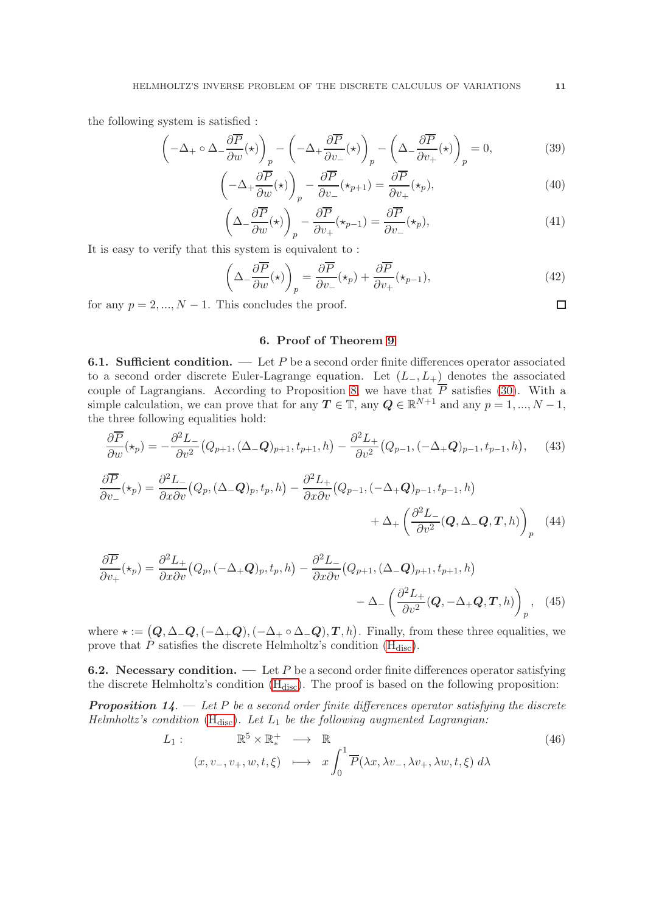the following system is satisfied :

$$\left(-\Delta_+ \circ \Delta_- \frac{\partial \overline{P}}{\partial w}(\star)\right)_p - \left(-\Delta_+ \frac{\partial \overline{P}}{\partial v_-}(\star)\right)_p - \left(\Delta_- \frac{\partial \overline{P}}{\partial v_+}(\star)\right)_p = 0, \tag{39}$$

$$\left(-\Delta_+ \frac{\partial \overline{P}}{\partial w}(\star)\right)_p - \frac{\partial \overline{P}}{\partial v_-}(\star_{p+1}) = \frac{\partial \overline{P}}{\partial v_+}(\star_p), \tag{40}$$

$$\left(\Delta_- \frac{\partial \overline{P}}{\partial w}(\star)\right)_p - \frac{\partial \overline{P}}{\partial v_+}(\star_{p-1}) = \frac{\partial \overline{P}}{\partial v_-}(\star_p), \tag{41}$$

It is easy to verify that this system is equivalent to :

$$\left(\Delta_- \frac{\partial \overline{P}}{\partial w}(\star)\right)_p = \frac{\partial \overline{P}}{\partial v_-}(\star_p) + \frac{\partial \overline{P}}{\partial v_+}(\star_{p-1}), \tag{42}$$

for any $p = 2, ..., N-1$. This concludes the proof. □

## 6. Proof of Theorem 9

**6.1. Sufficient condition.** — Let $P$ be a second order finite differences operator associated to a second order discrete Euler-Lagrange equation. Let $(L_-, L_+)$ denotes the associated couple of Lagrangians. According to Proposition 8, we have that $\overline{P}$ satisfies (30). With a simple calculation, we can prove that for any $\boldsymbol{T} \in \mathbb{T}$, any $\boldsymbol{Q} \in \mathbb{R}^{N+1}$ and any $p = 1, ..., N-1$, the three following equalities hold:

$$\frac{\partial \overline{P}}{\partial w}(\star_p) = -\frac{\partial^2 L_-}{\partial v^2}\big(Q_{p+1}, (\Delta_- \boldsymbol{Q})_{p+1}, t_{p+1}, h\big) - \frac{\partial^2 L_+}{\partial v^2}\big(Q_{p-1}, (-\Delta_+ \boldsymbol{Q})_{p-1}, t_{p-1}, h\big), \tag{43}$$

$$\frac{\partial \overline{P}}{\partial v_-}(\star_p) = \frac{\partial^2 L_-}{\partial x \partial v}\big(Q_p, (\Delta_- \boldsymbol{Q})_p, t_p, h\big) - \frac{\partial^2 L_+}{\partial x \partial v}\big(Q_{p-1}, (-\Delta_+ \boldsymbol{Q})_{p-1}, t_{p-1}, h\big) + \Delta_+ \left(\frac{\partial^2 L_-}{\partial v^2}(\boldsymbol{Q}, \Delta_- \boldsymbol{Q}, \boldsymbol{T}, h)\right)_p \tag{44}$$

$$\frac{\partial \overline{P}}{\partial v_+}(\star_p) = \frac{\partial^2 L_+}{\partial x \partial v}\big(Q_p, (-\Delta_+ \boldsymbol{Q})_p, t_p, h\big) - \frac{\partial^2 L_-}{\partial x \partial v}\big(Q_{p+1}, (\Delta_- \boldsymbol{Q})_{p+1}, t_{p+1}, h\big) - \Delta_- \left(\frac{\partial^2 L_+}{\partial v^2}(\boldsymbol{Q}, -\Delta_+ \boldsymbol{Q}, \boldsymbol{T}, h)\right)_p, \tag{45}$$

where $\star := \big(\boldsymbol{Q}, \Delta_- \boldsymbol{Q}, (-\Delta_+ \boldsymbol{Q}), (-\Delta_+ \circ \Delta_- \boldsymbol{Q}), \boldsymbol{T}, h\big)$. Finally, from these three equalities, we prove that $P$ satisfies the discrete Helmholtz's condition ($\text{H}_{\text{disc}}$).

**6.2. Necessary condition.** — Let $P$ be a second order finite differences operator satisfying the discrete Helmholtz's condition ($\text{H}_{\text{disc}}$). The proof is based on the following proposition:

***Proposition 14.*** — *Let $P$ be a second order finite differences operator satisfying the discrete Helmholtz's condition ($\text{H}_{\text{disc}}$). Let $L_1$ be the following augmented Lagrangian:*

$$\begin{array}{rccl} L_1 : & \mathbb{R}^5 \times \mathbb{R}^+_* & \longrightarrow & \mathbb{R} \\ & (x, v_-, v_+, w, t, \xi) & \longmapsto & x \displaystyle\int_0^1 \overline{P}(\lambda x, \lambda v_-, \lambda v_+, \lambda w, t, \xi)\, d\lambda \end{array} \tag{46}$$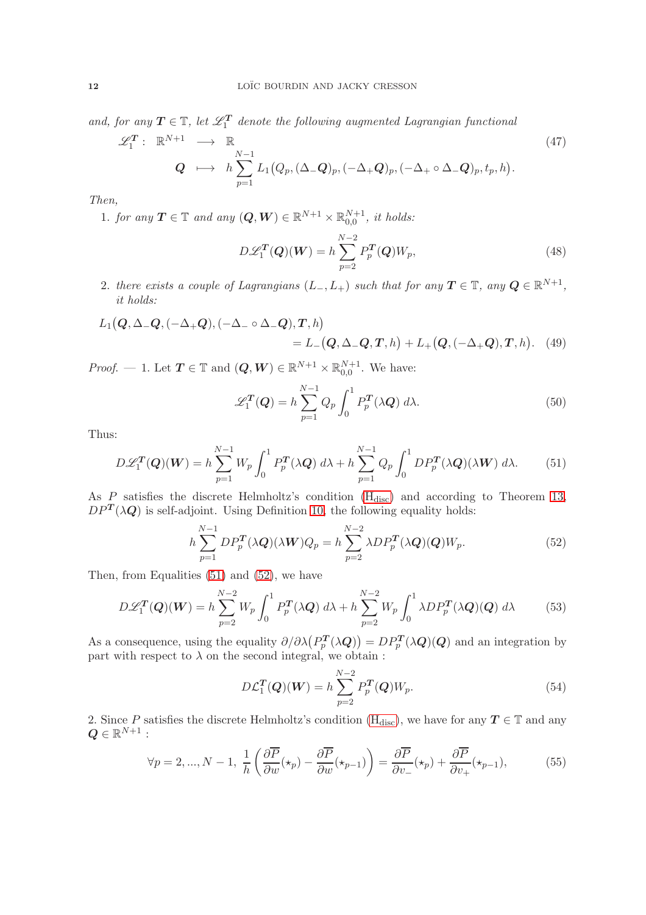*and, for any $\boldsymbol{T} \in \mathbb{T}$, let $\mathscr{L}_1^{\boldsymbol{T}}$ denote the following augmented Lagrangian functional*

$$
\begin{array}{rccl}
\mathscr{L}_1^{\boldsymbol{T}}: & \mathbb{R}^{N+1} & \longrightarrow & \mathbb{R} \\
& \boldsymbol{Q} & \longmapsto & h \displaystyle\sum_{p=1}^{N-1} L_1\big(Q_p, (\Delta_- \boldsymbol{Q})_p, (-\Delta_+ \boldsymbol{Q})_p, (-\Delta_+ \circ \Delta_- \boldsymbol{Q})_p, t_p, h\big).
\end{array} \tag{47}
$$

*Then,*

1. *for any $\boldsymbol{T} \in \mathbb{T}$ and any $(\boldsymbol{Q}, \boldsymbol{W}) \in \mathbb{R}^{N+1} \times \mathbb{R}^{N+1}_{0,0}$, it holds:*

$$
D\mathscr{L}_1^{\boldsymbol{T}}(\boldsymbol{Q})(\boldsymbol{W}) = h \sum_{p=2}^{N-2} P_p^{\boldsymbol{T}}(\boldsymbol{Q}) W_p, \tag{48}
$$

2. *there exists a couple of Lagrangians $(L_-, L_+)$ such that for any $\boldsymbol{T} \in \mathbb{T}$, any $\boldsymbol{Q} \in \mathbb{R}^{N+1}$, it holds:*

$$
L_1\big(\boldsymbol{Q}, \Delta_- \boldsymbol{Q}, (-\Delta_+ \boldsymbol{Q}), (-\Delta_- \circ \Delta_- \boldsymbol{Q}), \boldsymbol{T}, h\big) \\
= L_-\big(\boldsymbol{Q}, \Delta_- \boldsymbol{Q}, \boldsymbol{T}, h\big) + L_+\big(\boldsymbol{Q}, (-\Delta_+ \boldsymbol{Q}), \boldsymbol{T}, h\big). \tag{49}
$$

*Proof.* — 1. Let $\boldsymbol{T} \in \mathbb{T}$ and $(\boldsymbol{Q}, \boldsymbol{W}) \in \mathbb{R}^{N+1} \times \mathbb{R}^{N+1}_{0,0}$. We have:

$$
\mathscr{L}_1^{\boldsymbol{T}}(\boldsymbol{Q}) = h \sum_{p=1}^{N-1} Q_p \int_0^1 P_p^{\boldsymbol{T}}(\lambda \boldsymbol{Q}) \, d\lambda. \tag{50}
$$

Thus:

$$
D\mathscr{L}_1^{\boldsymbol{T}}(\boldsymbol{Q})(\boldsymbol{W}) = h \sum_{p=1}^{N-1} W_p \int_0^1 P_p^{\boldsymbol{T}}(\lambda \boldsymbol{Q}) \, d\lambda + h \sum_{p=1}^{N-1} Q_p \int_0^1 DP_p^{\boldsymbol{T}}(\lambda \boldsymbol{Q})(\lambda \boldsymbol{W}) \, d\lambda. \tag{51}
$$

As $P$ satisfies the discrete Helmholtz's condition ($\text{H}_{\text{disc}}$) and according to Theorem 13, $DP^{\boldsymbol{T}}(\lambda \boldsymbol{Q})$ is self-adjoint. Using Definition 10, the following equality holds:

$$
h \sum_{p=1}^{N-1} DP_p^{\boldsymbol{T}}(\lambda \boldsymbol{Q})(\lambda \boldsymbol{W}) Q_p = h \sum_{p=2}^{N-2} \lambda DP_p^{\boldsymbol{T}}(\lambda \boldsymbol{Q})(\boldsymbol{Q}) W_p. \tag{52}
$$

Then, from Equalities (51) and (52), we have

$$
D\mathscr{L}_1^{\boldsymbol{T}}(\boldsymbol{Q})(\boldsymbol{W}) = h \sum_{p=2}^{N-2} W_p \int_0^1 P_p^{\boldsymbol{T}}(\lambda \boldsymbol{Q}) \, d\lambda + h \sum_{p=2}^{N-2} W_p \int_0^1 \lambda DP_p^{\boldsymbol{T}}(\lambda \boldsymbol{Q})(\boldsymbol{Q}) \, d\lambda \tag{53}
$$

As a consequence, using the equality $\partial/\partial\lambda\big(P_p^{\boldsymbol{T}}(\lambda \boldsymbol{Q})\big) = DP_p^{\boldsymbol{T}}(\lambda \boldsymbol{Q})(\boldsymbol{Q})$ and an integration by part with respect to $\lambda$ on the second integral, we obtain :

$$
D\mathcal{L}_1^{\boldsymbol{T}}(\boldsymbol{Q})(\boldsymbol{W}) = h \sum_{p=2}^{N-2} P_p^{\boldsymbol{T}}(\boldsymbol{Q}) W_p. \tag{54}
$$

2. Since $P$ satisfies the discrete Helmholtz's condition ($\text{H}_{\text{disc}}$), we have for any $\boldsymbol{T} \in \mathbb{T}$ and any $\boldsymbol{Q} \in \mathbb{R}^{N+1}$ :

$$
\forall p = 2, ..., N-1, \ \frac{1}{h}\left(\frac{\partial \overline{P}}{\partial w}(\star_p) - \frac{\partial \overline{P}}{\partial w}(\star_{p-1})\right) = \frac{\partial \overline{P}}{\partial v_-}(\star_p) + \frac{\partial \overline{P}}{\partial v_+}(\star_{p-1}), \tag{55}
$$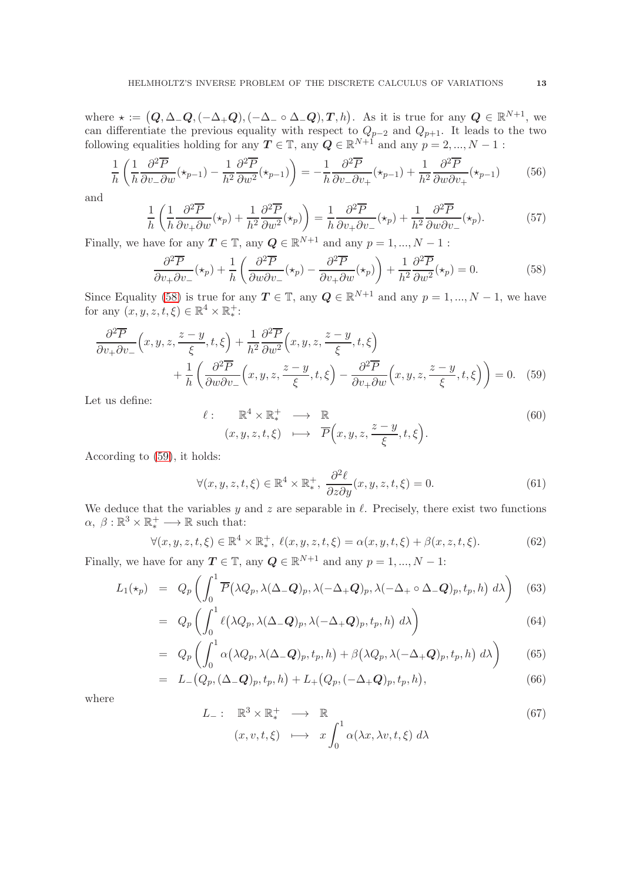where $\star := \big(\boldsymbol{Q}, \Delta_- \boldsymbol{Q}, (-\Delta_+ \boldsymbol{Q}), (-\Delta_- \circ \Delta_- \boldsymbol{Q}), \boldsymbol{T}, h\big)$. As it is true for any $\boldsymbol{Q} \in \mathbb{R}^{N+1}$, we can differentiate the previous equality with respect to $Q_{p-2}$ and $Q_{p+1}$. It leads to the two following equalities holding for any $\boldsymbol{T} \in \mathbb{T}$, any $\boldsymbol{Q} \in \mathbb{R}^{N+1}$ and any $p = 2, ..., N-1$ :

$$\frac{1}{h}\left(\frac{1}{h}\frac{\partial^2 \overline{P}}{\partial v_- \partial w}(\star_{p-1}) - \frac{1}{h^2}\frac{\partial^2 \overline{P}}{\partial w^2}(\star_{p-1})\right) = -\frac{1}{h}\frac{\partial^2 \overline{P}}{\partial v_- \partial v_+}(\star_{p-1}) + \frac{1}{h^2}\frac{\partial^2 \overline{P}}{\partial w \partial v_+}(\star_{p-1}) \tag{56}$$

and

$$\frac{1}{h}\left(\frac{1}{h}\frac{\partial^2 \overline{P}}{\partial v_+ \partial w}(\star_{p}) + \frac{1}{h^2}\frac{\partial^2 \overline{P}}{\partial w^2}(\star_{p})\right) = \frac{1}{h}\frac{\partial^2 \overline{P}}{\partial v_+ \partial v_-}(\star_{p}) + \frac{1}{h^2}\frac{\partial^2 \overline{P}}{\partial w \partial v_-}(\star_{p}). \tag{57}$$

Finally, we have for any $\boldsymbol{T} \in \mathbb{T}$, any $\boldsymbol{Q} \in \mathbb{R}^{N+1}$ and any $p = 1, ..., N-1$ :

$$\frac{\partial^2 \overline{P}}{\partial v_+ \partial v_-}(\star_p) + \frac{1}{h}\left(\frac{\partial^2 \overline{P}}{\partial w \partial v_-}(\star_p) - \frac{\partial^2 \overline{P}}{\partial v_+ \partial w}(\star_p)\right) + \frac{1}{h^2}\frac{\partial^2 \overline{P}}{\partial w^2}(\star_p) = 0. \tag{58}$$

Since Equality (58) is true for any $\boldsymbol{T} \in \mathbb{T}$, any $\boldsymbol{Q} \in \mathbb{R}^{N+1}$ and any $p = 1, ..., N-1$, we have for any $(x, y, z, t, \xi) \in \mathbb{R}^4 \times \mathbb{R}^+_*$:

$$\frac{\partial^2 \overline{P}}{\partial v_+ \partial v_-}\Big(x, y, z, \frac{z-y}{\xi}, t, \xi\Big) + \frac{1}{h^2}\frac{\partial^2 \overline{P}}{\partial w^2}\Big(x, y, z, \frac{z-y}{\xi}, t, \xi\Big) + \frac{1}{h}\left(\frac{\partial^2 \overline{P}}{\partial w \partial v_-}\Big(x, y, z, \frac{z-y}{\xi}, t, \xi\Big) - \frac{\partial^2 \overline{P}}{\partial v_+ \partial w}\Big(x, y, z, \frac{z-y}{\xi}, t, \xi\Big)\right) = 0. \tag{59}$$

Let us define:

$$\begin{array}{rccl} \ell : & \mathbb{R}^4 \times \mathbb{R}^+_* & \longrightarrow & \mathbb{R} \\ & (x, y, z, t, \xi) & \longmapsto & \overline{P}\Big(x, y, z, \dfrac{z-y}{\xi}, t, \xi\Big). \end{array} \tag{60}$$

According to (59), it holds:

$$\forall (x, y, z, t, \xi) \in \mathbb{R}^4 \times \mathbb{R}^+_*, \ \frac{\partial^2 \ell}{\partial z \partial y}(x, y, z, t, \xi) = 0. \tag{61}$$

We deduce that the variables $y$ and $z$ are separable in $\ell$. Precisely, there exist two functions $\alpha, \ \beta : \mathbb{R}^3 \times \mathbb{R}^+_* \longrightarrow \mathbb{R}$ such that:

$$\forall (x, y, z, t, \xi) \in \mathbb{R}^4 \times \mathbb{R}^+_*, \ \ell(x, y, z, t, \xi) = \alpha(x, y, t, \xi) + \beta(x, z, t, \xi). \tag{62}$$

Finally, we have for any $\boldsymbol{T} \in \mathbb{T}$, any $\boldsymbol{Q} \in \mathbb{R}^{N+1}$ and any $p = 1, ..., N-1$:

$$\begin{aligned}
L_1(\star_p) &= Q_p \left(\int_0^1 \overline{P}\big(\lambda Q_p, \lambda(\Delta_- \boldsymbol{Q})_p, \lambda(-\Delta_+ \boldsymbol{Q})_p, \lambda(-\Delta_+ \circ \Delta_- \boldsymbol{Q})_p, t_p, h\big) \, d\lambda\right) && (63)\\
&= Q_p \left(\int_0^1 \ell\big(\lambda Q_p, \lambda(\Delta_- \boldsymbol{Q})_p, \lambda(-\Delta_+ \boldsymbol{Q})_p, t_p, h\big) \, d\lambda\right) && (64)\\
&= Q_p \left(\int_0^1 \alpha\big(\lambda Q_p, \lambda(\Delta_- \boldsymbol{Q})_p, t_p, h\big) + \beta\big(\lambda Q_p, \lambda(-\Delta_+ \boldsymbol{Q})_p, t_p, h\big) \, d\lambda\right) && (65)\\
&= L_-\big(Q_p, (\Delta_- \boldsymbol{Q})_p, t_p, h\big) + L_+\big(Q_p, (-\Delta_+ \boldsymbol{Q})_p, t_p, h\big), && (66)
\end{aligned}$$

where

$$\begin{array}{rccl} L_- : & \mathbb{R}^3 \times \mathbb{R}^+_* & \longrightarrow & \mathbb{R} \\ & (x, v, t, \xi) & \longmapsto & x \displaystyle\int_0^1 \alpha(\lambda x, \lambda v, t, \xi) \, d\lambda \end{array} \tag{67}$$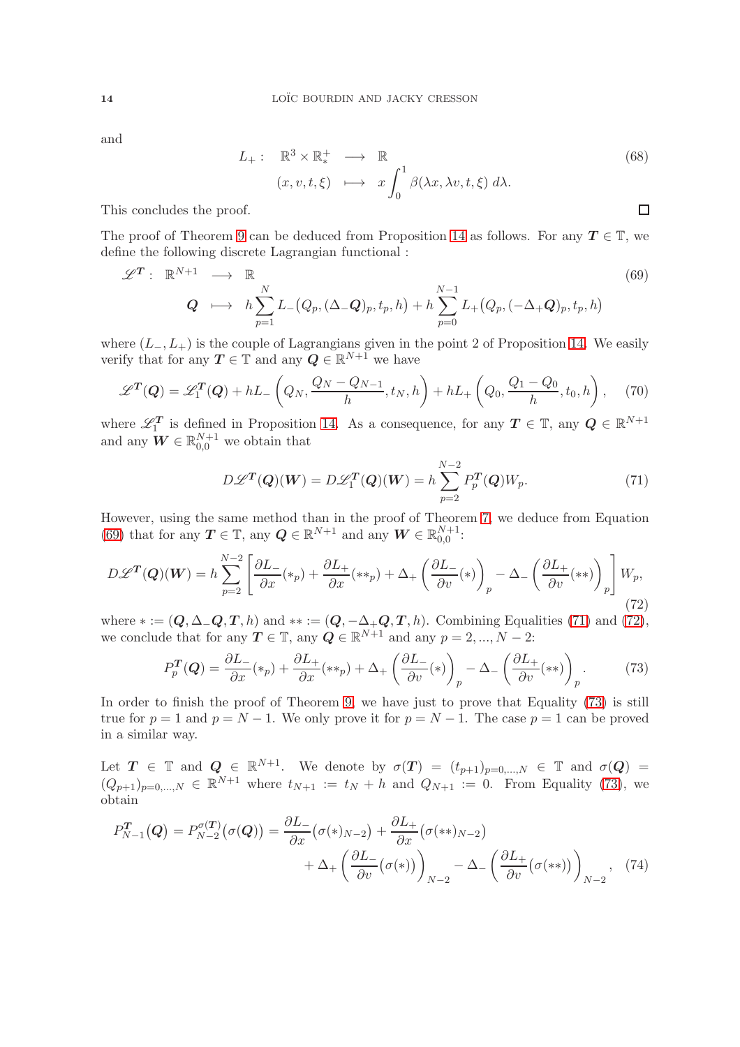and

$$
\begin{array}{rccl}
L_+ : & \mathbb{R}^3 \times \mathbb{R}^+_* & \longrightarrow & \mathbb{R} \\
& (x,v,t,\xi) & \longmapsto & x \displaystyle\int_0^1 \beta(\lambda x, \lambda v, t, \xi) \, d\lambda.
\end{array}
\tag{68}
$$

This concludes the proof. $\square$

The proof of Theorem 9 can be deduced from Proposition 14 as follows. For any $\boldsymbol{T} \in \mathbb{T}$, we define the following discrete Lagrangian functional :

$$
\begin{array}{rccl}
\mathscr{L}^{\boldsymbol{T}} : & \mathbb{R}^{N+1} & \longrightarrow & \mathbb{R} \\
& \boldsymbol{Q} & \longmapsto & h \displaystyle\sum_{p=1}^{N} L_-\big(Q_p, (\Delta_- \boldsymbol{Q})_p, t_p, h\big) + h \sum_{p=0}^{N-1} L_+\big(Q_p, (-\Delta_+ \boldsymbol{Q})_p, t_p, h\big)
\end{array}
\tag{69}
$$

where $(L_-, L_+)$ is the couple of Lagrangians given in the point 2 of Proposition 14. We easily verify that for any $\boldsymbol{T} \in \mathbb{T}$ and any $\boldsymbol{Q} \in \mathbb{R}^{N+1}$ we have

$$
\mathscr{L}^{\boldsymbol{T}}(\boldsymbol{Q}) = \mathscr{L}^{\boldsymbol{T}}_1(\boldsymbol{Q}) + hL_-\left(Q_N, \frac{Q_N - Q_{N-1}}{h}, t_N, h\right) + hL_+\left(Q_0, \frac{Q_1 - Q_0}{h}, t_0, h\right), \tag{70}
$$

where $\mathscr{L}^{\boldsymbol{T}}_1$ is defined in Proposition 14. As a consequence, for any $\boldsymbol{T} \in \mathbb{T}$, any $\boldsymbol{Q} \in \mathbb{R}^{N+1}$ and any $\boldsymbol{W} \in \mathbb{R}^{N+1}_{0,0}$ we obtain that

$$
D\mathscr{L}^{\boldsymbol{T}}(\boldsymbol{Q})(\boldsymbol{W}) = D\mathscr{L}^{\boldsymbol{T}}_1(\boldsymbol{Q})(\boldsymbol{W}) = h \sum_{p=2}^{N-2} P^{\boldsymbol{T}}_p(\boldsymbol{Q}) W_p. \tag{71}
$$

However, using the same method than in the proof of Theorem 7, we deduce from Equation (69) that for any $\boldsymbol{T} \in \mathbb{T}$, any $\boldsymbol{Q} \in \mathbb{R}^{N+1}$ and any $\boldsymbol{W} \in \mathbb{R}^{N+1}_{0,0}$:

$$
D\mathscr{L}^{\boldsymbol{T}}(\boldsymbol{Q})(\boldsymbol{W}) = h \sum_{p=2}^{N-2} \left[ \frac{\partial L_-}{\partial x}(*_p) + \frac{\partial L_+}{\partial x}(**_p) + \Delta_+ \left( \frac{\partial L_-}{\partial v}(*) \right)_p - \Delta_- \left( \frac{\partial L_+}{\partial v}(**) \right)_p \right] W_p, \tag{72}
$$

where $* := (\boldsymbol{Q}, \Delta_- \boldsymbol{Q}, \boldsymbol{T}, h)$ and $** := (\boldsymbol{Q}, -\Delta_+ \boldsymbol{Q}, \boldsymbol{T}, h)$. Combining Equalities (71) and (72), we conclude that for any $\boldsymbol{T} \in \mathbb{T}$, any $\boldsymbol{Q} \in \mathbb{R}^{N+1}$ and any $p = 2, ..., N-2$:

$$
P^{\boldsymbol{T}}_p(\boldsymbol{Q}) = \frac{\partial L_-}{\partial x}(*_p) + \frac{\partial L_+}{\partial x}(**_p) + \Delta_+ \left( \frac{\partial L_-}{\partial v}(*) \right)_p - \Delta_- \left( \frac{\partial L_+}{\partial v}(**) \right)_p. \tag{73}
$$

In order to finish the proof of Theorem 9, we have just to prove that Equality (73) is still true for $p = 1$ and $p = N-1$. We only prove it for $p = N-1$. The case $p = 1$ can be proved in a similar way.

Let $\boldsymbol{T} \in \mathbb{T}$ and $\boldsymbol{Q} \in \mathbb{R}^{N+1}$. We denote by $\sigma(\boldsymbol{T}) = (t_{p+1})_{p=0,...,N} \in \mathbb{T}$ and $\sigma(\boldsymbol{Q}) = (Q_{p+1})_{p=0,...,N} \in \mathbb{R}^{N+1}$ where $t_{N+1} := t_N + h$ and $Q_{N+1} := 0$. From Equality (73), we obtain

$$
\begin{aligned}
P^{\boldsymbol{T}}_{N-1}(\boldsymbol{Q}) = P^{\sigma(\boldsymbol{T})}_{N-2}(\sigma(\boldsymbol{Q})) = \frac{\partial L_-}{\partial x}\big(\sigma(*)_{N-2}\big) + \frac{\partial L_+}{\partial x}\big(\sigma(**)_{N-2}\big) \\
+ \Delta_+ \left( \frac{\partial L_-}{\partial v}\big(\sigma(*)\big) \right)_{N-2} - \Delta_- \left( \frac{\partial L_+}{\partial v}\big(\sigma(**)\big) \right)_{N-2},
\end{aligned}
\tag{74}
$$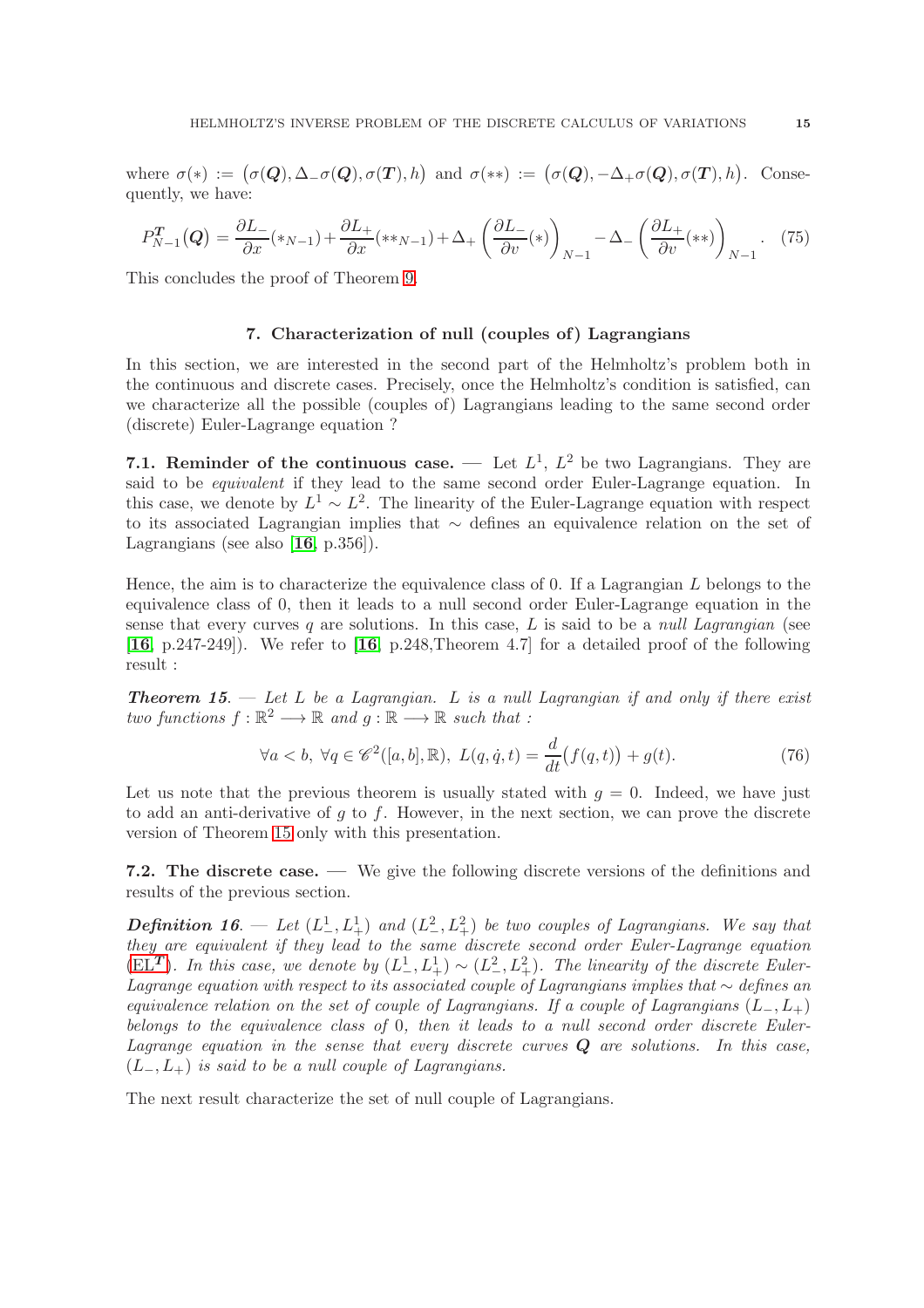where $\sigma(*) := \big(\sigma(\boldsymbol{Q}), \Delta_- \sigma(\boldsymbol{Q}), \sigma(\boldsymbol{T}), h\big)$ and $\sigma(**) := \big(\sigma(\boldsymbol{Q}), -\Delta_+ \sigma(\boldsymbol{Q}), \sigma(\boldsymbol{T}), h\big)$. Consequently, we have:

$$P^{\boldsymbol{T}}_{N-1}(\boldsymbol{Q}) = \frac{\partial L_-}{\partial x}(*_{N-1}) + \frac{\partial L_+}{\partial x}(**_{N-1}) + \Delta_+ \left( \frac{\partial L_-}{\partial v}(*) \right)_{N-1} - \Delta_- \left( \frac{\partial L_+}{\partial v}(**) \right)_{N-1}. \quad (75)$$

This concludes the proof of Theorem 9.

## 7. Characterization of null (couples of) Lagrangians

In this section, we are interested in the second part of the Helmholtz's problem both in the continuous and discrete cases. Precisely, once the Helmholtz's condition is satisfied, can we characterize all the possible (couples of) Lagrangians leading to the same second order (discrete) Euler-Lagrange equation ?

**7.1. Reminder of the continuous case.** — Let $L^1$, $L^2$ be two Lagrangians. They are said to be *equivalent* if they lead to the same second order Euler-Lagrange equation. In this case, we denote by $L^1 \sim L^2$. The linearity of the Euler-Lagrange equation with respect to its associated Lagrangian implies that $\sim$ defines an equivalence relation on the set of Lagrangians (see also [**16**, p.356]).

Hence, the aim is to characterize the equivalence class of 0. If a Lagrangian $L$ belongs to the equivalence class of 0, then it leads to a null second order Euler-Lagrange equation in the sense that every curves $q$ are solutions. In this case, $L$ is said to be a *null Lagrangian* (see [**16**, p.247-249]). We refer to [**16**, p.248,Theorem 4.7] for a detailed proof of the following result :

***Theorem 15***. — *Let $L$ be a Lagrangian. $L$ is a null Lagrangian if and only if there exist two functions $f : \mathbb{R}^2 \longrightarrow \mathbb{R}$ and $g : \mathbb{R} \longrightarrow \mathbb{R}$ such that :*

$$\forall a < b,\ \forall q \in \mathscr{C}^2([a,b],\mathbb{R}),\ L(q,\dot{q},t) = \frac{d}{dt}\big(f(q,t)\big) + g(t). \quad (76)$$

Let us note that the previous theorem is usually stated with $g = 0$. Indeed, we have just to add an anti-derivative of $g$ to $f$. However, in the next section, we can prove the discrete version of Theorem 15 only with this presentation.

**7.2. The discrete case.** — We give the following discrete versions of the definitions and results of the previous section.

***Definition 16***. — *Let $(L^1_-, L^1_+)$ and $(L^2_-, L^2_+)$ be two couples of Lagrangians. We say that they are equivalent if they lead to the same discrete second order Euler-Lagrange equation (EL$^{\boldsymbol{T}}$). In this case, we denote by $(L^1_-, L^1_+) \sim (L^2_-, L^2_+)$. The linearity of the discrete Euler-Lagrange equation with respect to its associated couple of Lagrangians implies that $\sim$ defines an equivalence relation on the set of couple of Lagrangians. If a couple of Lagrangians $(L_-, L_+)$ belongs to the equivalence class of 0, then it leads to a null second order discrete Euler-Lagrange equation in the sense that every discrete curves $\boldsymbol{Q}$ are solutions. In this case, $(L_-, L_+)$ is said to be a null couple of Lagrangians.*

The next result characterize the set of null couple of Lagrangians.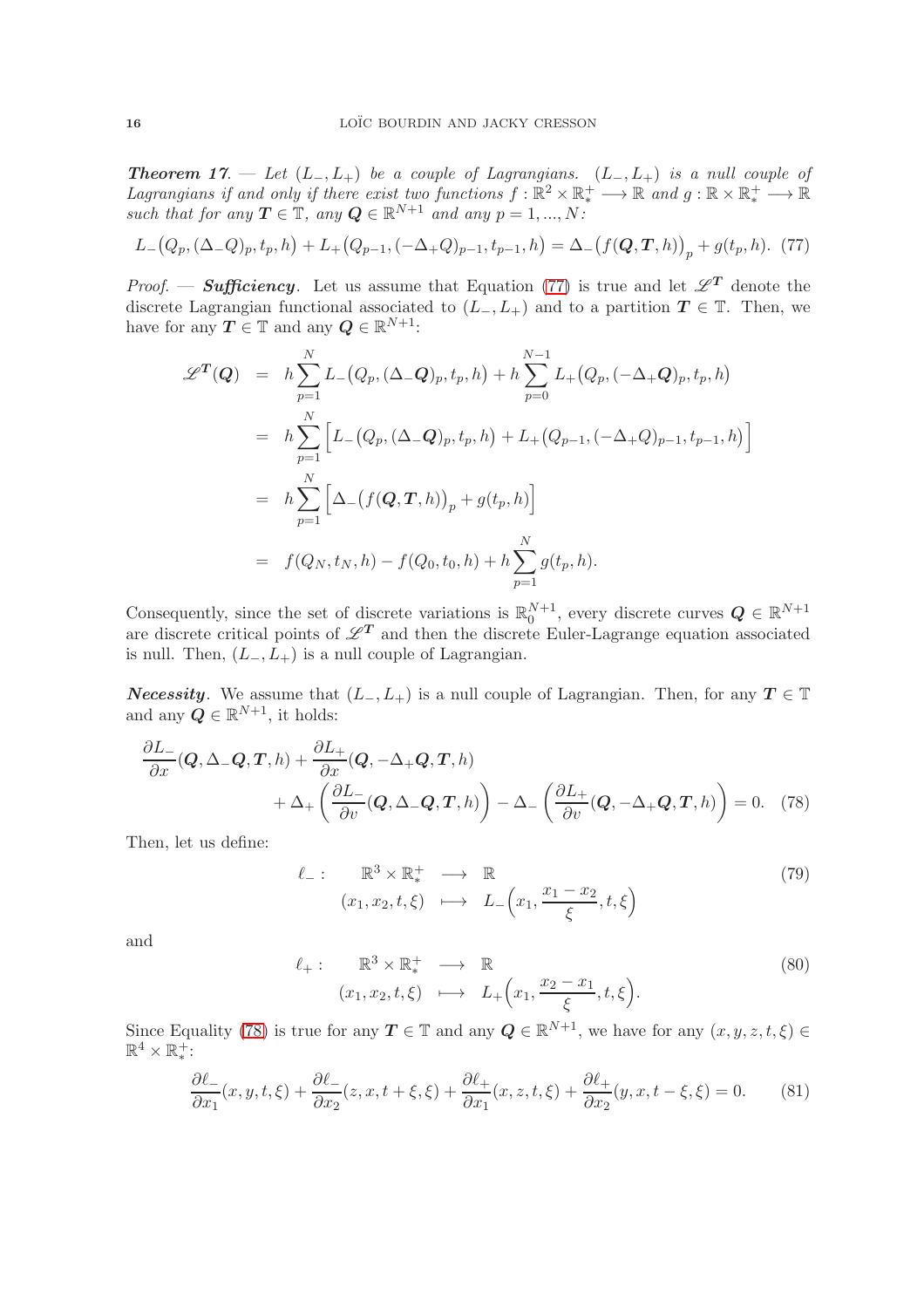***Theorem 17.*** — *Let $(L_-, L_+)$ be a couple of Lagrangians. $(L_-, L_+)$ is a null couple of Lagrangians if and only if there exist two functions $f : \mathbb{R}^2 \times \mathbb{R}^+_* \longrightarrow \mathbb{R}$ and $g : \mathbb{R} \times \mathbb{R}^+_* \longrightarrow \mathbb{R}$ such that for any $\boldsymbol{T} \in \mathbb{T}$, any $\boldsymbol{Q} \in \mathbb{R}^{N+1}$ and any $p = 1, ..., N$:*

$$L_-\big(Q_p, (\Delta_- Q)_p, t_p, h\big) + L_+\big(Q_{p-1}, (-\Delta_+ Q)_{p-1}, t_{p-1}, h\big) = \Delta_-\big(f(\boldsymbol{Q}, \boldsymbol{T}, h)\big)_p + g(t_p, h). \quad (77)$$

*Proof.* — ***Sufficiency***. Let us assume that Equation (77) is true and let $\mathscr{L}^{\boldsymbol{T}}$ denote the discrete Lagrangian functional associated to $(L_-, L_+)$ and to a partition $\boldsymbol{T} \in \mathbb{T}$. Then, we have for any $\boldsymbol{T} \in \mathbb{T}$ and any $\boldsymbol{Q} \in \mathbb{R}^{N+1}$:

$$\begin{aligned}
\mathscr{L}^{\boldsymbol{T}}(\boldsymbol{Q}) &= h \sum_{p=1}^{N} L_-\big(Q_p, (\Delta_- \boldsymbol{Q})_p, t_p, h\big) + h \sum_{p=0}^{N-1} L_+\big(Q_p, (-\Delta_+ \boldsymbol{Q})_p, t_p, h\big) \\
&= h \sum_{p=1}^{N} \Big[ L_-\big(Q_p, (\Delta_- \boldsymbol{Q})_p, t_p, h\big) + L_+\big(Q_{p-1}, (-\Delta_+ Q)_{p-1}, t_{p-1}, h\big) \Big] \\
&= h \sum_{p=1}^{N} \Big[ \Delta_-\big(f(\boldsymbol{Q}, \boldsymbol{T}, h)\big)_p + g(t_p, h) \Big] \\
&= f(Q_N, t_N, h) - f(Q_0, t_0, h) + h \sum_{p=1}^{N} g(t_p, h).
\end{aligned}$$

Consequently, since the set of discrete variations is $\mathbb{R}^{N+1}_0$, every discrete curves $\boldsymbol{Q} \in \mathbb{R}^{N+1}$ are discrete critical points of $\mathscr{L}^{\boldsymbol{T}}$ and then the discrete Euler-Lagrange equation associated is null. Then, $(L_-, L_+)$ is a null couple of Lagrangian.

***Necessity***. We assume that $(L_-, L_+)$ is a null couple of Lagrangian. Then, for any $\boldsymbol{T} \in \mathbb{T}$ and any $\boldsymbol{Q} \in \mathbb{R}^{N+1}$, it holds:

$$\begin{aligned}
\frac{\partial L_-}{\partial x}(\boldsymbol{Q}, \Delta_- \boldsymbol{Q}, \boldsymbol{T}, h) &+ \frac{\partial L_+}{\partial x}(\boldsymbol{Q}, -\Delta_+ \boldsymbol{Q}, \boldsymbol{T}, h) \\
&+ \Delta_+ \left( \frac{\partial L_-}{\partial v}(\boldsymbol{Q}, \Delta_- \boldsymbol{Q}, \boldsymbol{T}, h) \right) - \Delta_- \left( \frac{\partial L_+}{\partial v}(\boldsymbol{Q}, -\Delta_+ \boldsymbol{Q}, \boldsymbol{T}, h) \right) = 0. \quad (78)
\end{aligned}$$

Then, let us define:

$$\begin{array}{rccc}
\ell_- : & \mathbb{R}^3 \times \mathbb{R}^+_* & \longrightarrow & \mathbb{R} \\
& (x_1, x_2, t, \xi) & \longmapsto & L_-\Big(x_1, \dfrac{x_1 - x_2}{\xi}, t, \xi\Big)
\end{array} \quad (79)$$

and

$$\begin{array}{rccc}
\ell_+ : & \mathbb{R}^3 \times \mathbb{R}^+_* & \longrightarrow & \mathbb{R} \\
& (x_1, x_2, t, \xi) & \longmapsto & L_+\Big(x_1, \dfrac{x_2 - x_1}{\xi}, t, \xi\Big).
\end{array} \quad (80)$$

Since Equality (78) is true for any $\boldsymbol{T} \in \mathbb{T}$ and any $\boldsymbol{Q} \in \mathbb{R}^{N+1}$, we have for any $(x, y, z, t, \xi) \in \mathbb{R}^4 \times \mathbb{R}^+_*$:

$$\frac{\partial \ell_-}{\partial x_1}(x, y, t, \xi) + \frac{\partial \ell_-}{\partial x_2}(z, x, t + \xi, \xi) + \frac{\partial \ell_+}{\partial x_1}(x, z, t, \xi) + \frac{\partial \ell_+}{\partial x_2}(y, x, t - \xi, \xi) = 0. \quad (81)$$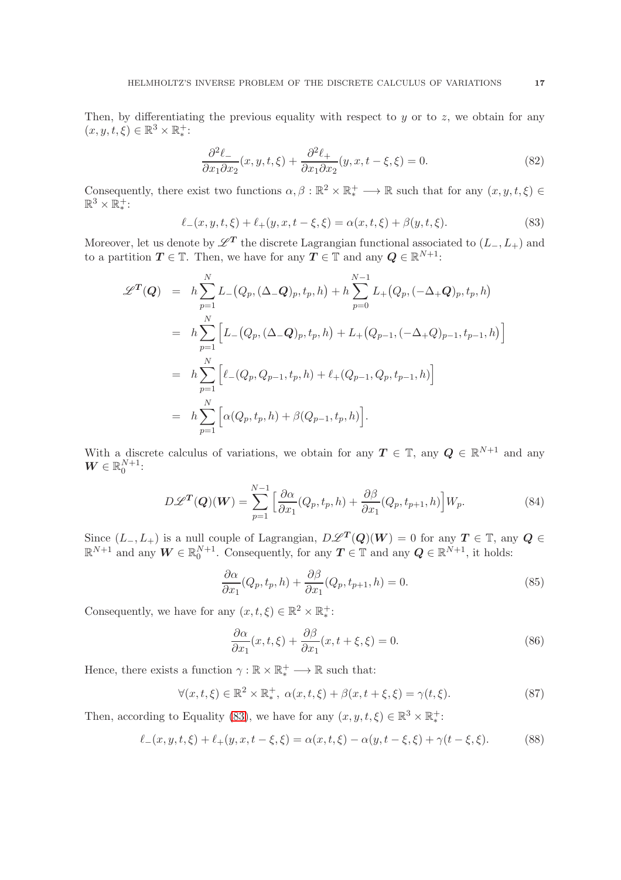Then, by differentiating the previous equality with respect to $y$ or to $z$, we obtain for any $(x, y, t, \xi) \in \mathbb{R}^3 \times \mathbb{R}^+_*$:

$$\frac{\partial^2 \ell_-}{\partial x_1 \partial x_2}(x, y, t, \xi) + \frac{\partial^2 \ell_+}{\partial x_1 \partial x_2}(y, x, t - \xi, \xi) = 0. \tag{82}$$

Consequently, there exist two functions $\alpha, \beta : \mathbb{R}^2 \times \mathbb{R}^+_* \longrightarrow \mathbb{R}$ such that for any $(x, y, t, \xi) \in \mathbb{R}^3 \times \mathbb{R}^+_*$:

$$\ell_-(x, y, t, \xi) + \ell_+(y, x, t - \xi, \xi) = \alpha(x, t, \xi) + \beta(y, t, \xi). \tag{83}$$

Moreover, let us denote by $\mathscr{L}^{\boldsymbol{T}}$ the discrete Lagrangian functional associated to $(L_-, L_+)$ and to a partition $\boldsymbol{T} \in \mathbb{T}$. Then, we have for any $\boldsymbol{T} \in \mathbb{T}$ and any $\boldsymbol{Q} \in \mathbb{R}^{N+1}$:

$$\begin{aligned}
\mathscr{L}^{\boldsymbol{T}}(\boldsymbol{Q}) &= h \sum_{p=1}^{N} L_-\big(Q_p, (\Delta_- \boldsymbol{Q})_p, t_p, h\big) + h \sum_{p=0}^{N-1} L_+\big(Q_p, (-\Delta_+ \boldsymbol{Q})_p, t_p, h\big) \\
&= h \sum_{p=1}^{N} \Big[ L_-\big(Q_p, (\Delta_- \boldsymbol{Q})_p, t_p, h\big) + L_+\big(Q_{p-1}, (-\Delta_+ Q)_{p-1}, t_{p-1}, h\big) \Big] \\
&= h \sum_{p=1}^{N} \Big[ \ell_-(Q_p, Q_{p-1}, t_p, h) + \ell_+(Q_{p-1}, Q_p, t_{p-1}, h) \Big] \\
&= h \sum_{p=1}^{N} \Big[ \alpha(Q_p, t_p, h) + \beta(Q_{p-1}, t_p, h) \Big].
\end{aligned}$$

With a discrete calculus of variations, we obtain for any $\boldsymbol{T} \in \mathbb{T}$, any $\boldsymbol{Q} \in \mathbb{R}^{N+1}$ and any $\boldsymbol{W} \in \mathbb{R}^{N+1}_0$:

$$D\mathscr{L}^{\boldsymbol{T}}(\boldsymbol{Q})(\boldsymbol{W}) = \sum_{p=1}^{N-1} \Big[ \frac{\partial \alpha}{\partial x_1}(Q_p, t_p, h) + \frac{\partial \beta}{\partial x_1}(Q_p, t_{p+1}, h) \Big] W_p. \tag{84}$$

Since $(L_-, L_+)$ is a null couple of Lagrangian, $D\mathscr{L}^{\boldsymbol{T}}(\boldsymbol{Q})(\boldsymbol{W}) = 0$ for any $\boldsymbol{T} \in \mathbb{T}$, any $\boldsymbol{Q} \in \mathbb{R}^{N+1}$ and any $\boldsymbol{W} \in \mathbb{R}^{N+1}_0$. Consequently, for any $\boldsymbol{T} \in \mathbb{T}$ and any $\boldsymbol{Q} \in \mathbb{R}^{N+1}$, it holds:

$$\frac{\partial \alpha}{\partial x_1}(Q_p, t_p, h) + \frac{\partial \beta}{\partial x_1}(Q_p, t_{p+1}, h) = 0. \tag{85}$$

Consequently, we have for any $(x, t, \xi) \in \mathbb{R}^2 \times \mathbb{R}^+_*$:

$$\frac{\partial \alpha}{\partial x_1}(x, t, \xi) + \frac{\partial \beta}{\partial x_1}(x, t + \xi, \xi) = 0. \tag{86}$$

Hence, there exists a function $\gamma : \mathbb{R} \times \mathbb{R}^+_* \longrightarrow \mathbb{R}$ such that:

$$\forall (x, t, \xi) \in \mathbb{R}^2 \times \mathbb{R}^+_*, \ \alpha(x, t, \xi) + \beta(x, t + \xi, \xi) = \gamma(t, \xi). \tag{87}$$

Then, according to Equality (83), we have for any $(x, y, t, \xi) \in \mathbb{R}^3 \times \mathbb{R}^+_*$:

$$\ell_-(x, y, t, \xi) + \ell_+(y, x, t - \xi, \xi) = \alpha(x, t, \xi) - \alpha(y, t - \xi, \xi) + \gamma(t - \xi, \xi). \tag{88}$$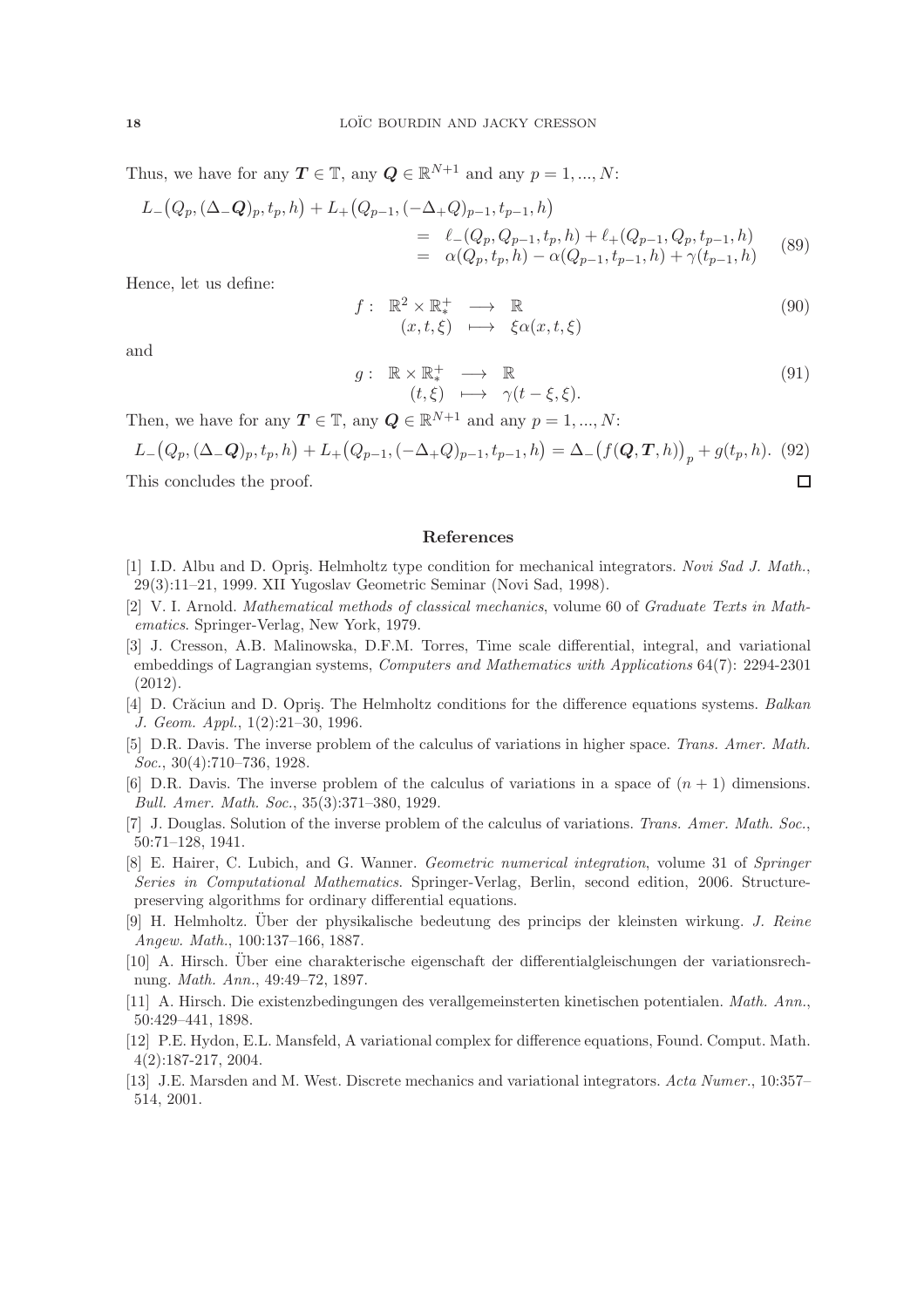Thus, we have for any $\boldsymbol{T} \in \mathbb{T}$, any $\boldsymbol{Q} \in \mathbb{R}^{N+1}$ and any $p = 1, ..., N$:

$$
\begin{aligned}
L_-\big(Q_p, (\Delta_- \boldsymbol{Q})_p, t_p, h\big) + L_+\big(Q_{p-1}, (-\Delta_+ Q)_{p-1}, t_{p-1}, h\big) & \\
&= \ell_-(Q_p, Q_{p-1}, t_p, h) + \ell_+(Q_{p-1}, Q_p, t_{p-1}, h) \\
&= \alpha(Q_p, t_p, h) - \alpha(Q_{p-1}, t_{p-1}, h) + \gamma(t_{p-1}, h)
\end{aligned} \tag{89}
$$

Hence, let us define:

$$
\begin{array}{rccc}
f: & \mathbb{R}^2 \times \mathbb{R}^+_* & \longrightarrow & \mathbb{R} \\
& (x, t, \xi) & \longmapsto & \xi \alpha(x, t, \xi)
\end{array} \tag{90}
$$

and

$$
\begin{array}{rccc}
g: & \mathbb{R} \times \mathbb{R}^+_* & \longrightarrow & \mathbb{R} \\
& (t, \xi) & \longmapsto & \gamma(t - \xi, \xi).
\end{array} \tag{91}
$$

Then, we have for any $\boldsymbol{T} \in \mathbb{T}$, any $\boldsymbol{Q} \in \mathbb{R}^{N+1}$ and any $p = 1, ..., N$:

$$
L_-\big(Q_p, (\Delta_- \boldsymbol{Q})_p, t_p, h\big) + L_+\big(Q_{p-1}, (-\Delta_+ Q)_{p-1}, t_{p-1}, h\big) = \Delta_-\big(f(\boldsymbol{Q}, \boldsymbol{T}, h)\big)_p + g(t_p, h). \tag{92}
$$

This concludes the proof. ◻

## References

[1] I.D. Albu and D. Opriş. Helmholtz type condition for mechanical integrators. *Novi Sad J. Math.*, 29(3):11–21, 1999. XII Yugoslav Geometric Seminar (Novi Sad, 1998).

[2] V. I. Arnold. *Mathematical methods of classical mechanics*, volume 60 of *Graduate Texts in Mathematics*. Springer-Verlag, New York, 1979.

[3] J. Cresson, A.B. Malinowska, D.F.M. Torres, Time scale differential, integral, and variational embeddings of Lagrangian systems, *Computers and Mathematics with Applications* 64(7): 2294-2301 (2012).

[4] D. Crăciun and D. Opriş. The Helmholtz conditions for the difference equations systems. *Balkan J. Geom. Appl.*, 1(2):21–30, 1996.

[5] D.R. Davis. The inverse problem of the calculus of variations in higher space. *Trans. Amer. Math. Soc.*, 30(4):710–736, 1928.

[6] D.R. Davis. The inverse problem of the calculus of variations in a space of $(n + 1)$ dimensions. *Bull. Amer. Math. Soc.*, 35(3):371–380, 1929.

[7] J. Douglas. Solution of the inverse problem of the calculus of variations. *Trans. Amer. Math. Soc.*, 50:71–128, 1941.

[8] E. Hairer, C. Lubich, and G. Wanner. *Geometric numerical integration*, volume 31 of *Springer Series in Computational Mathematics*. Springer-Verlag, Berlin, second edition, 2006. Structure-preserving algorithms for ordinary differential equations.

[9] H. Helmholtz. Über der physikalische bedeutung des princips der kleinsten wirkung. *J. Reine Angew. Math.*, 100:137–166, 1887.

[10] A. Hirsch. Über eine charakterische eigenschaft der differentialgleischungen der variationsrechnung. *Math. Ann.*, 49:49–72, 1897.

[11] A. Hirsch. Die existenzbedingungen des verallgemeinsterten kinetischen potentialen. *Math. Ann.*, 50:429–441, 1898.

[12] P.E. Hydon, E.L. Mansfeld, A variational complex for difference equations, Found. Comput. Math. 4(2):187-217, 2004.

[13] J.E. Marsden and M. West. Discrete mechanics and variational integrators. *Acta Numer.*, 10:357–514, 2001.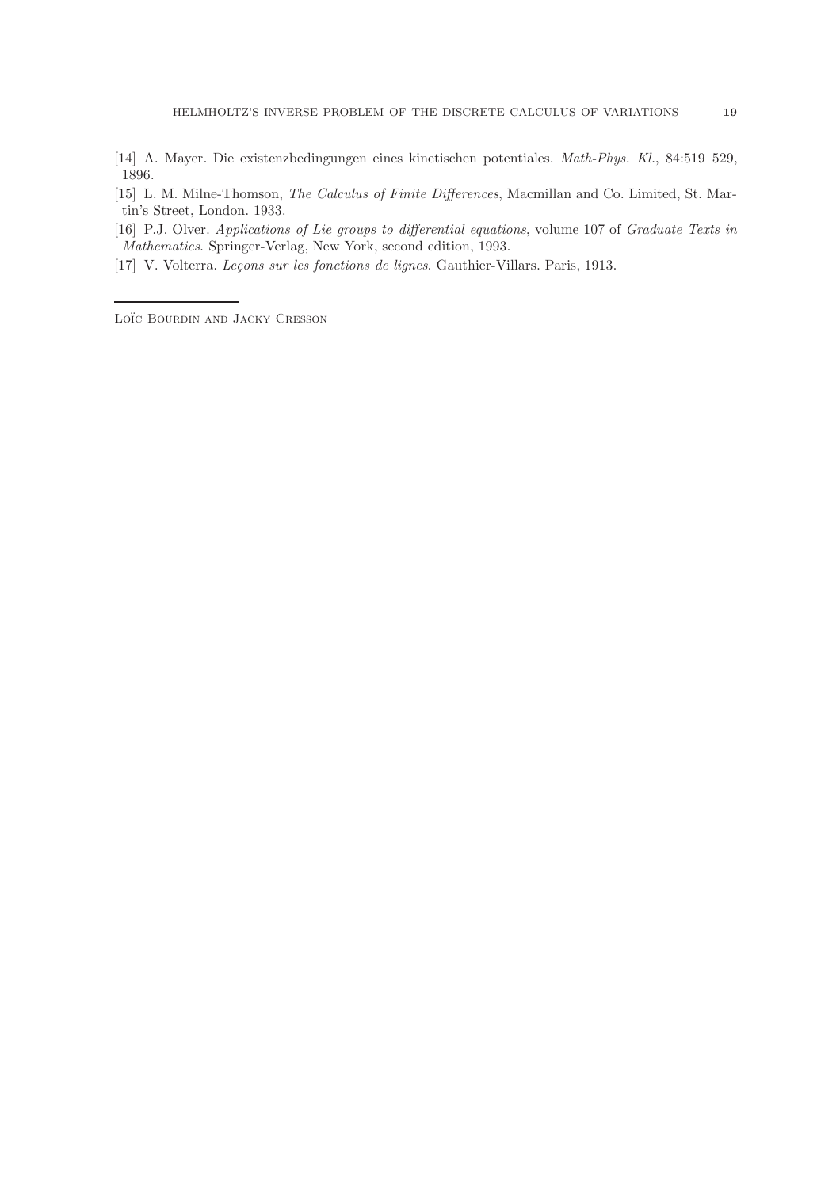[14] A. Mayer. Die existenzbedingungen eines kinetischen potentiales. *Math-Phys. Kl.*, 84:519–529, 1896.

[15] L. M. Milne-Thomson, *The Calculus of Finite Differences*, Macmillan and Co. Limited, St. Martin's Street, London. 1933.

[16] P.J. Olver. *Applications of Lie groups to differential equations*, volume 107 of *Graduate Texts in Mathematics*. Springer-Verlag, New York, second edition, 1993.

[17] V. Volterra. *Leçons sur les fonctions de lignes*. Gauthier-Villars. Paris, 1913.

---

Loïc Bourdin and Jacky Cresson